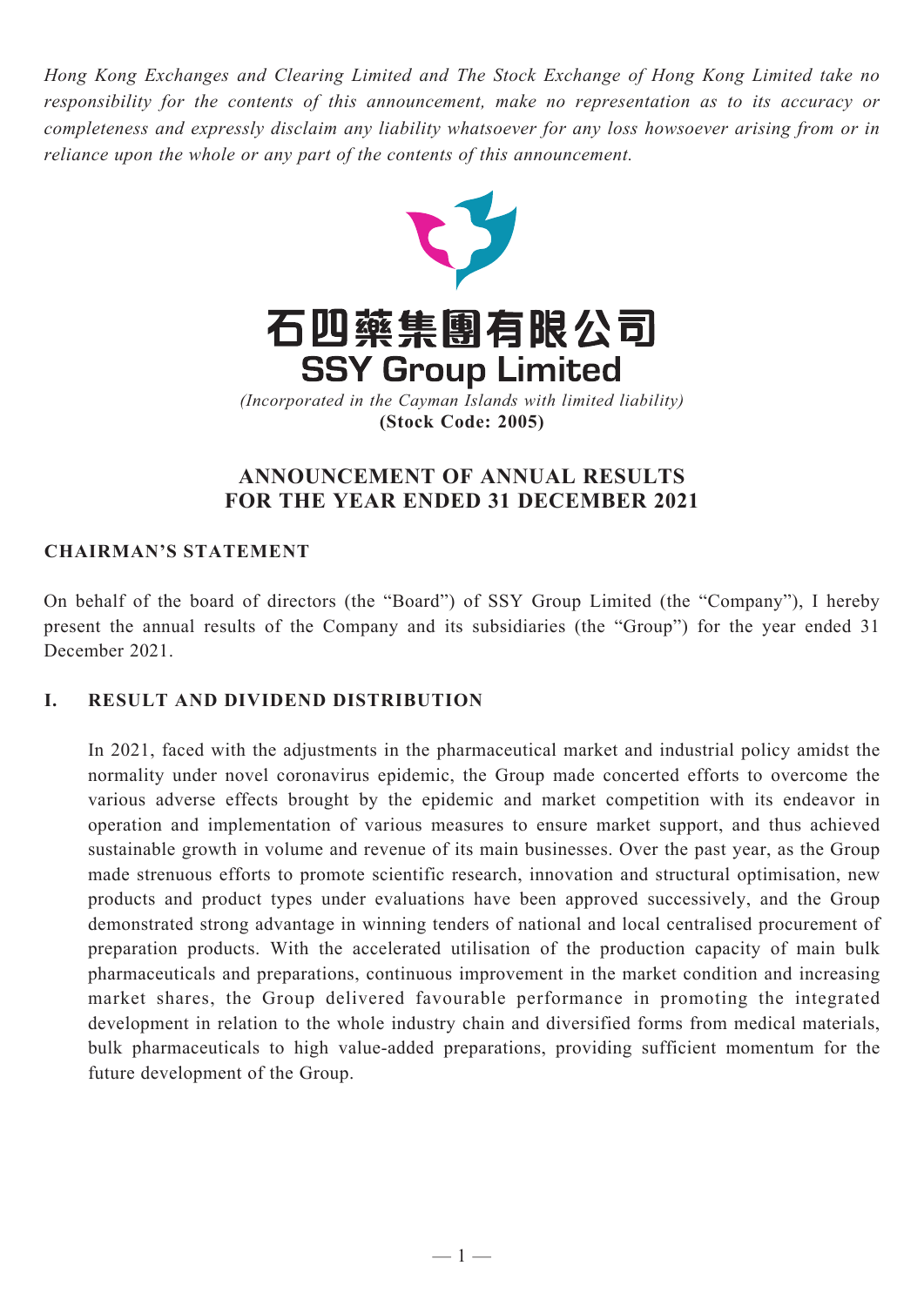*Hong Kong Exchanges and Clearing Limited and The Stock Exchange of Hong Kong Limited take no responsibility for the contents of this announcement, make no representation as to its accuracy or completeness and expressly disclaim any liability whatsoever for any loss howsoever arising from or in reliance upon the whole or any part of the contents of this announcement.*

# 石四藥集團有限公司
# SSY Group Limited

*(Incorporated in the Cayman Islands with limited liability)*
**(Stock Code: 2005)**

## ANNOUNCEMENT OF ANNUAL RESULTS FOR THE YEAR ENDED 31 DECEMBER 2021

### CHAIRMAN'S STATEMENT

On behalf of the board of directors (the "Board") of SSY Group Limited (the "Company"), I hereby present the annual results of the Company and its subsidiaries (the "Group") for the year ended 31 December 2021.

### I. RESULT AND DIVIDEND DISTRIBUTION

In 2021, faced with the adjustments in the pharmaceutical market and industrial policy amidst the normality under novel coronavirus epidemic, the Group made concerted efforts to overcome the various adverse effects brought by the epidemic and market competition with its endeavor in operation and implementation of various measures to ensure market support, and thus achieved sustainable growth in volume and revenue of its main businesses. Over the past year, as the Group made strenuous efforts to promote scientific research, innovation and structural optimisation, new products and product types under evaluations have been approved successively, and the Group demonstrated strong advantage in winning tenders of national and local centralised procurement of preparation products. With the accelerated utilisation of the production capacity of main bulk pharmaceuticals and preparations, continuous improvement in the market condition and increasing market shares, the Group delivered favourable performance in promoting the integrated development in relation to the whole industry chain and diversified forms from medical materials, bulk pharmaceuticals to high value-added preparations, providing sufficient momentum for the future development of the Group.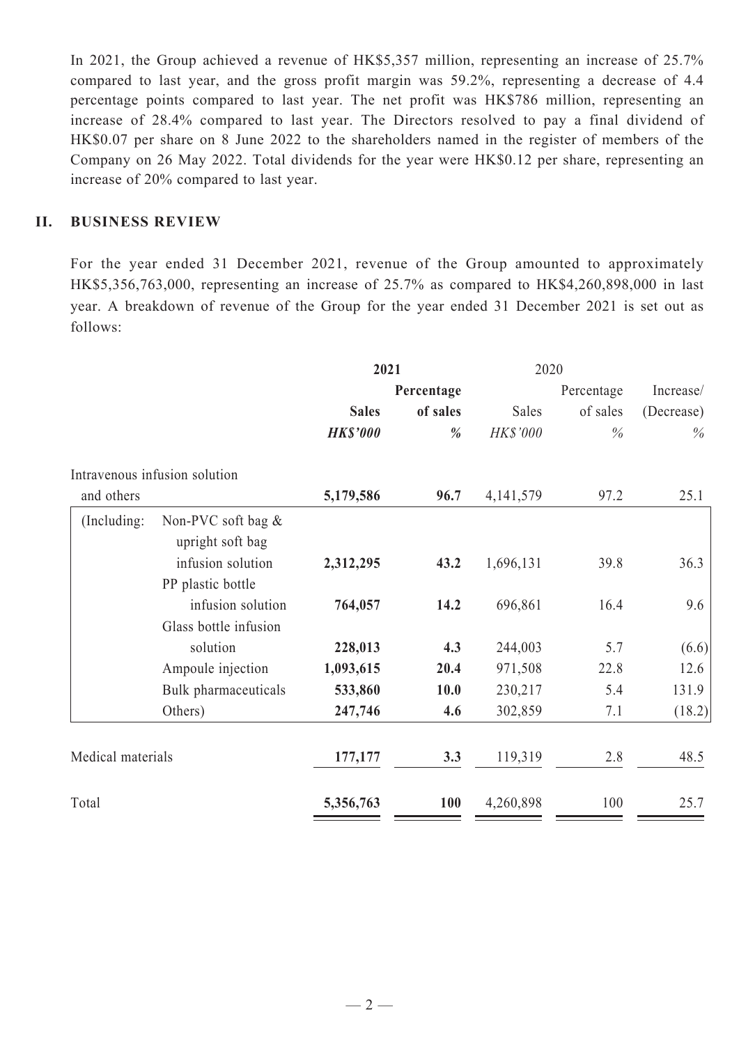In 2021, the Group achieved a revenue of HK$5,357 million, representing an increase of 25.7% compared to last year, and the gross profit margin was 59.2%, representing a decrease of 4.4 percentage points compared to last year. The net profit was HK$786 million, representing an increase of 28.4% compared to last year. The Directors resolved to pay a final dividend of HK$0.07 per share on 8 June 2022 to the shareholders named in the register of members of the Company on 26 May 2022. Total dividends for the year were HK$0.12 per share, representing an increase of 20% compared to last year.

## II. BUSINESS REVIEW

For the year ended 31 December 2021, revenue of the Group amounted to approximately HK$5,356,763,000, representing an increase of 25.7% as compared to HK$4,260,898,000 in last year. A breakdown of revenue of the Group for the year ended 31 December 2021 is set out as follows:

| | | **2021** | | 2020 | | |
|---|---|---|---|---|---|---|
| | | **Sales** | **Percentage of sales** | Sales | Percentage of sales | Increase/ (Decrease) |
| | | ***HK$'000*** | ***%*** | *HK$'000* | *%* | *%* |
| Intravenous infusion solution and others | | **5,179,586** | **96.7** | 4,141,579 | 97.2 | 25.1 |
| (Including: | Non-PVC soft bag & upright soft bag infusion solution | **2,312,295** | **43.2** | 1,696,131 | 39.8 | 36.3 |
| | PP plastic bottle infusion solution | **764,057** | **14.2** | 696,861 | 16.4 | 9.6 |
| | Glass bottle infusion solution | **228,013** | **4.3** | 244,003 | 5.7 | (6.6) |
| | Ampoule injection | **1,093,615** | **20.4** | 971,508 | 22.8 | 12.6 |
| | Bulk pharmaceuticals | **533,860** | **10.0** | 230,217 | 5.4 | 131.9 |
| | Others) | **247,746** | **4.6** | 302,859 | 7.1 | (18.2) |
| Medical materials | | **177,177** | **3.3** | 119,319 | 2.8 | 48.5 |
| Total | | **5,356,763** | **100** | 4,260,898 | 100 | 25.7 |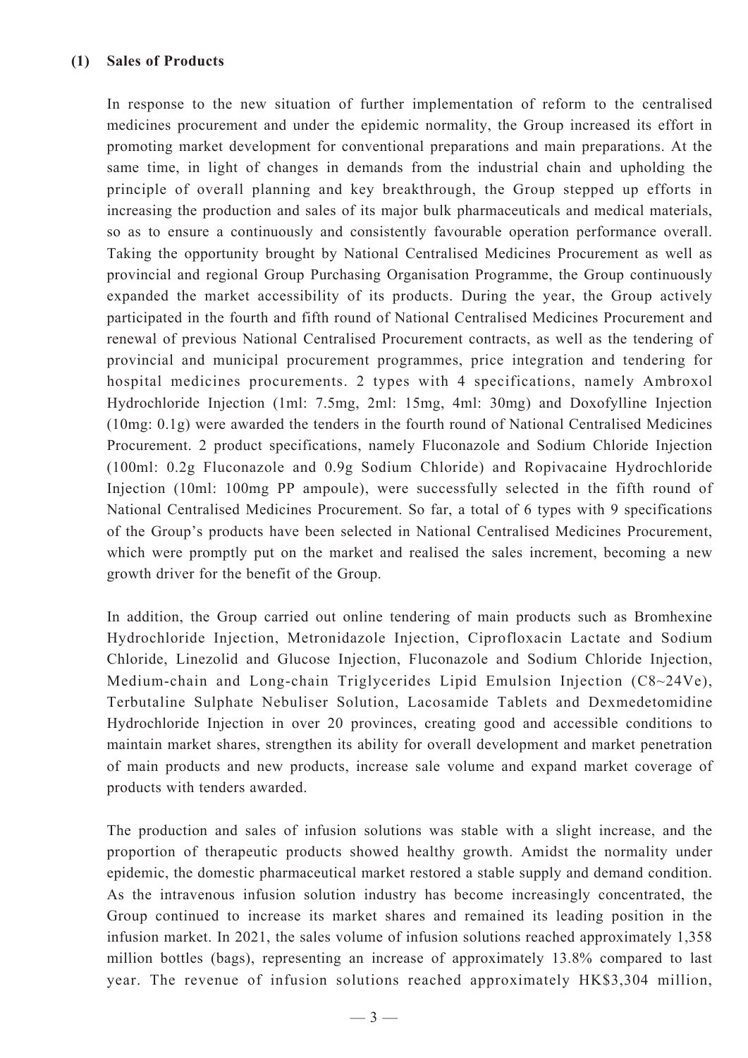### (1) Sales of Products

In response to the new situation of further implementation of reform to the centralised medicines procurement and under the epidemic normality, the Group increased its effort in promoting market development for conventional preparations and main preparations. At the same time, in light of changes in demands from the industrial chain and upholding the principle of overall planning and key breakthrough, the Group stepped up efforts in increasing the production and sales of its major bulk pharmaceuticals and medical materials, so as to ensure a continuously and consistently favourable operation performance overall. Taking the opportunity brought by National Centralised Medicines Procurement as well as provincial and regional Group Purchasing Organisation Programme, the Group continuously expanded the market accessibility of its products. During the year, the Group actively participated in the fourth and fifth round of National Centralised Medicines Procurement and renewal of previous National Centralised Procurement contracts, as well as the tendering of provincial and municipal procurement programmes, price integration and tendering for hospital medicines procurements. 2 types with 4 specifications, namely Ambroxol Hydrochloride Injection (1ml: 7.5mg, 2ml: 15mg, 4ml: 30mg) and Doxofylline Injection (10mg: 0.1g) were awarded the tenders in the fourth round of National Centralised Medicines Procurement. 2 product specifications, namely Fluconazole and Sodium Chloride Injection (100ml: 0.2g Fluconazole and 0.9g Sodium Chloride) and Ropivacaine Hydrochloride Injection (10ml: 100mg PP ampoule), were successfully selected in the fifth round of National Centralised Medicines Procurement. So far, a total of 6 types with 9 specifications of the Group's products have been selected in National Centralised Medicines Procurement, which were promptly put on the market and realised the sales increment, becoming a new growth driver for the benefit of the Group.

In addition, the Group carried out online tendering of main products such as Bromhexine Hydrochloride Injection, Metronidazole Injection, Ciprofloxacin Lactate and Sodium Chloride, Linezolid and Glucose Injection, Fluconazole and Sodium Chloride Injection, Medium-chain and Long-chain Triglycerides Lipid Emulsion Injection (C8~24Ve), Terbutaline Sulphate Nebuliser Solution, Lacosamide Tablets and Dexmedetomidine Hydrochloride Injection in over 20 provinces, creating good and accessible conditions to maintain market shares, strengthen its ability for overall development and market penetration of main products and new products, increase sale volume and expand market coverage of products with tenders awarded.

The production and sales of infusion solutions was stable with a slight increase, and the proportion of therapeutic products showed healthy growth. Amidst the normality under epidemic, the domestic pharmaceutical market restored a stable supply and demand condition. As the intravenous infusion solution industry has become increasingly concentrated, the Group continued to increase its market shares and remained its leading position in the infusion market. In 2021, the sales volume of infusion solutions reached approximately 1,358 million bottles (bags), representing an increase of approximately 13.8% compared to last year. The revenue of infusion solutions reached approximately HK$3,304 million,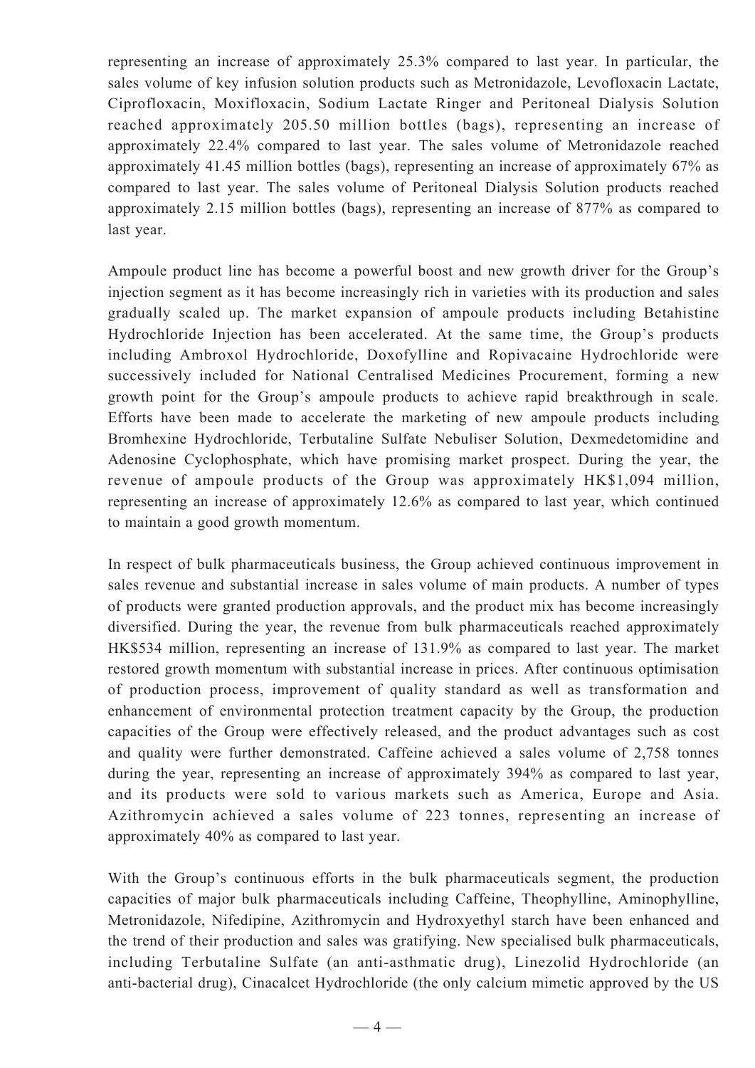representing an increase of approximately 25.3% compared to last year. In particular, the sales volume of key infusion solution products such as Metronidazole, Levofloxacin Lactate, Ciprofloxacin, Moxifloxacin, Sodium Lactate Ringer and Peritoneal Dialysis Solution reached approximately 205.50 million bottles (bags), representing an increase of approximately 22.4% compared to last year. The sales volume of Metronidazole reached approximately 41.45 million bottles (bags), representing an increase of approximately 67% as compared to last year. The sales volume of Peritoneal Dialysis Solution products reached approximately 2.15 million bottles (bags), representing an increase of 877% as compared to last year.

Ampoule product line has become a powerful boost and new growth driver for the Group's injection segment as it has become increasingly rich in varieties with its production and sales gradually scaled up. The market expansion of ampoule products including Betahistine Hydrochloride Injection has been accelerated. At the same time, the Group's products including Ambroxol Hydrochloride, Doxofylline and Ropivacaine Hydrochloride were successively included for National Centralised Medicines Procurement, forming a new growth point for the Group's ampoule products to achieve rapid breakthrough in scale. Efforts have been made to accelerate the marketing of new ampoule products including Bromhexine Hydrochloride, Terbutaline Sulfate Nebuliser Solution, Dexmedetomidine and Adenosine Cyclophosphate, which have promising market prospect. During the year, the revenue of ampoule products of the Group was approximately HK$1,094 million, representing an increase of approximately 12.6% as compared to last year, which continued to maintain a good growth momentum.

In respect of bulk pharmaceuticals business, the Group achieved continuous improvement in sales revenue and substantial increase in sales volume of main products. A number of types of products were granted production approvals, and the product mix has become increasingly diversified. During the year, the revenue from bulk pharmaceuticals reached approximately HK$534 million, representing an increase of 131.9% as compared to last year. The market restored growth momentum with substantial increase in prices. After continuous optimisation of production process, improvement of quality standard as well as transformation and enhancement of environmental protection treatment capacity by the Group, the production capacities of the Group were effectively released, and the product advantages such as cost and quality were further demonstrated. Caffeine achieved a sales volume of 2,758 tonnes during the year, representing an increase of approximately 394% as compared to last year, and its products were sold to various markets such as America, Europe and Asia. Azithromycin achieved a sales volume of 223 tonnes, representing an increase of approximately 40% as compared to last year.

With the Group's continuous efforts in the bulk pharmaceuticals segment, the production capacities of major bulk pharmaceuticals including Caffeine, Theophylline, Aminophylline, Metronidazole, Nifedipine, Azithromycin and Hydroxyethyl starch have been enhanced and the trend of their production and sales was gratifying. New specialised bulk pharmaceuticals, including Terbutaline Sulfate (an anti-asthmatic drug), Linezolid Hydrochloride (an anti-bacterial drug), Cinacalcet Hydrochloride (the only calcium mimetic approved by the US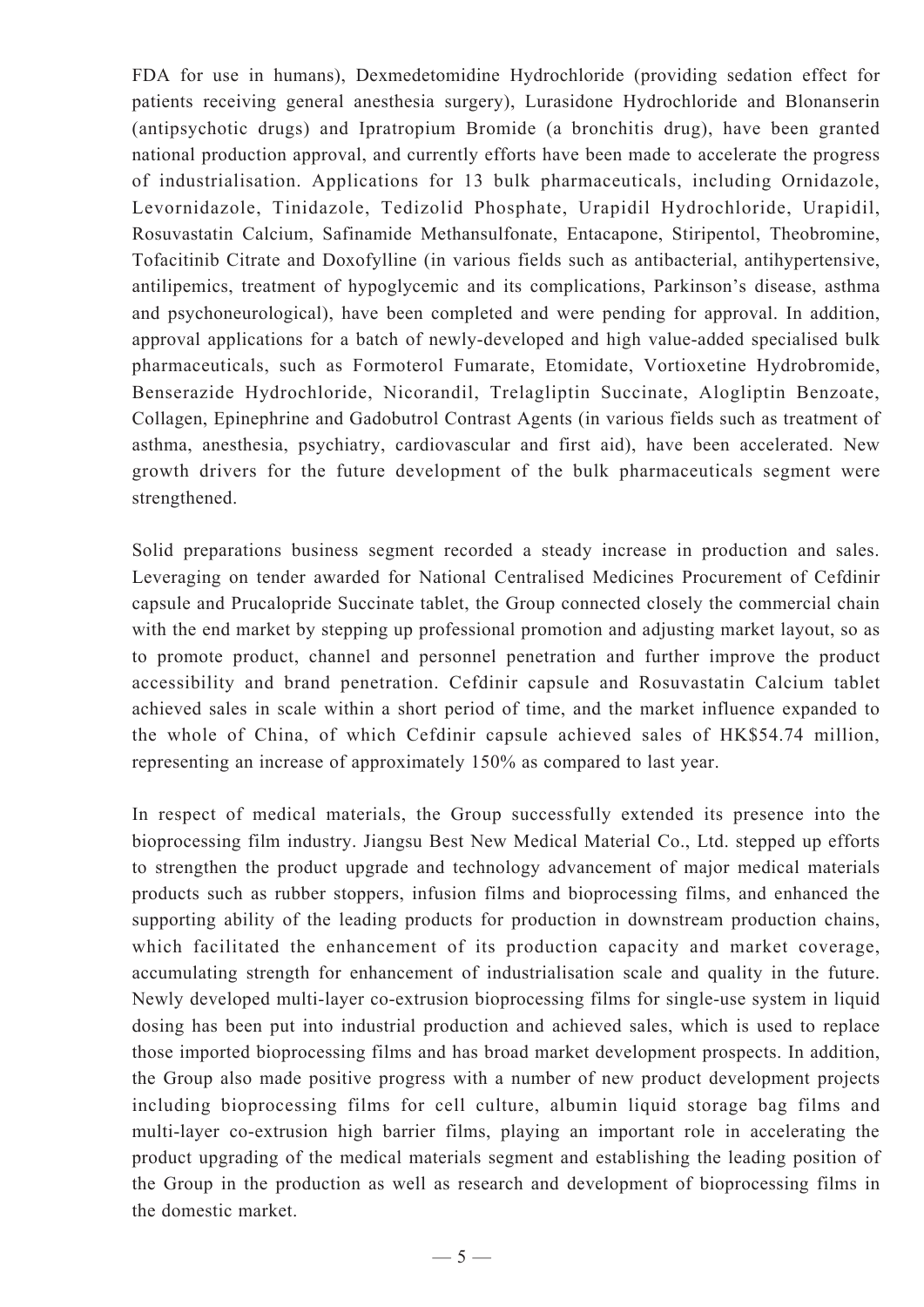FDA for use in humans), Dexmedetomidine Hydrochloride (providing sedation effect for patients receiving general anesthesia surgery), Lurasidone Hydrochloride and Blonanserin (antipsychotic drugs) and Ipratropium Bromide (a bronchitis drug), have been granted national production approval, and currently efforts have been made to accelerate the progress of industrialisation. Applications for 13 bulk pharmaceuticals, including Ornidazole, Levornidazole, Tinidazole, Tedizolid Phosphate, Urapidil Hydrochloride, Urapidil, Rosuvastatin Calcium, Safinamide Methansulfonate, Entacapone, Stiripentol, Theobromine, Tofacitinib Citrate and Doxofylline (in various fields such as antibacterial, antihypertensive, antilipemics, treatment of hypoglycemic and its complications, Parkinson's disease, asthma and psychoneurological), have been completed and were pending for approval. In addition, approval applications for a batch of newly-developed and high value-added specialised bulk pharmaceuticals, such as Formoterol Fumarate, Etomidate, Vortioxetine Hydrobromide, Benserazide Hydrochloride, Nicorandil, Trelagliptin Succinate, Alogliptin Benzoate, Collagen, Epinephrine and Gadobutrol Contrast Agents (in various fields such as treatment of asthma, anesthesia, psychiatry, cardiovascular and first aid), have been accelerated. New growth drivers for the future development of the bulk pharmaceuticals segment were strengthened.

Solid preparations business segment recorded a steady increase in production and sales. Leveraging on tender awarded for National Centralised Medicines Procurement of Cefdinir capsule and Prucalopride Succinate tablet, the Group connected closely the commercial chain with the end market by stepping up professional promotion and adjusting market layout, so as to promote product, channel and personnel penetration and further improve the product accessibility and brand penetration. Cefdinir capsule and Rosuvastatin Calcium tablet achieved sales in scale within a short period of time, and the market influence expanded to the whole of China, of which Cefdinir capsule achieved sales of HK$54.74 million, representing an increase of approximately 150% as compared to last year.

In respect of medical materials, the Group successfully extended its presence into the bioprocessing film industry. Jiangsu Best New Medical Material Co., Ltd. stepped up efforts to strengthen the product upgrade and technology advancement of major medical materials products such as rubber stoppers, infusion films and bioprocessing films, and enhanced the supporting ability of the leading products for production in downstream production chains, which facilitated the enhancement of its production capacity and market coverage, accumulating strength for enhancement of industrialisation scale and quality in the future. Newly developed multi-layer co-extrusion bioprocessing films for single-use system in liquid dosing has been put into industrial production and achieved sales, which is used to replace those imported bioprocessing films and has broad market development prospects. In addition, the Group also made positive progress with a number of new product development projects including bioprocessing films for cell culture, albumin liquid storage bag films and multi-layer co-extrusion high barrier films, playing an important role in accelerating the product upgrading of the medical materials segment and establishing the leading position of the Group in the production as well as research and development of bioprocessing films in the domestic market.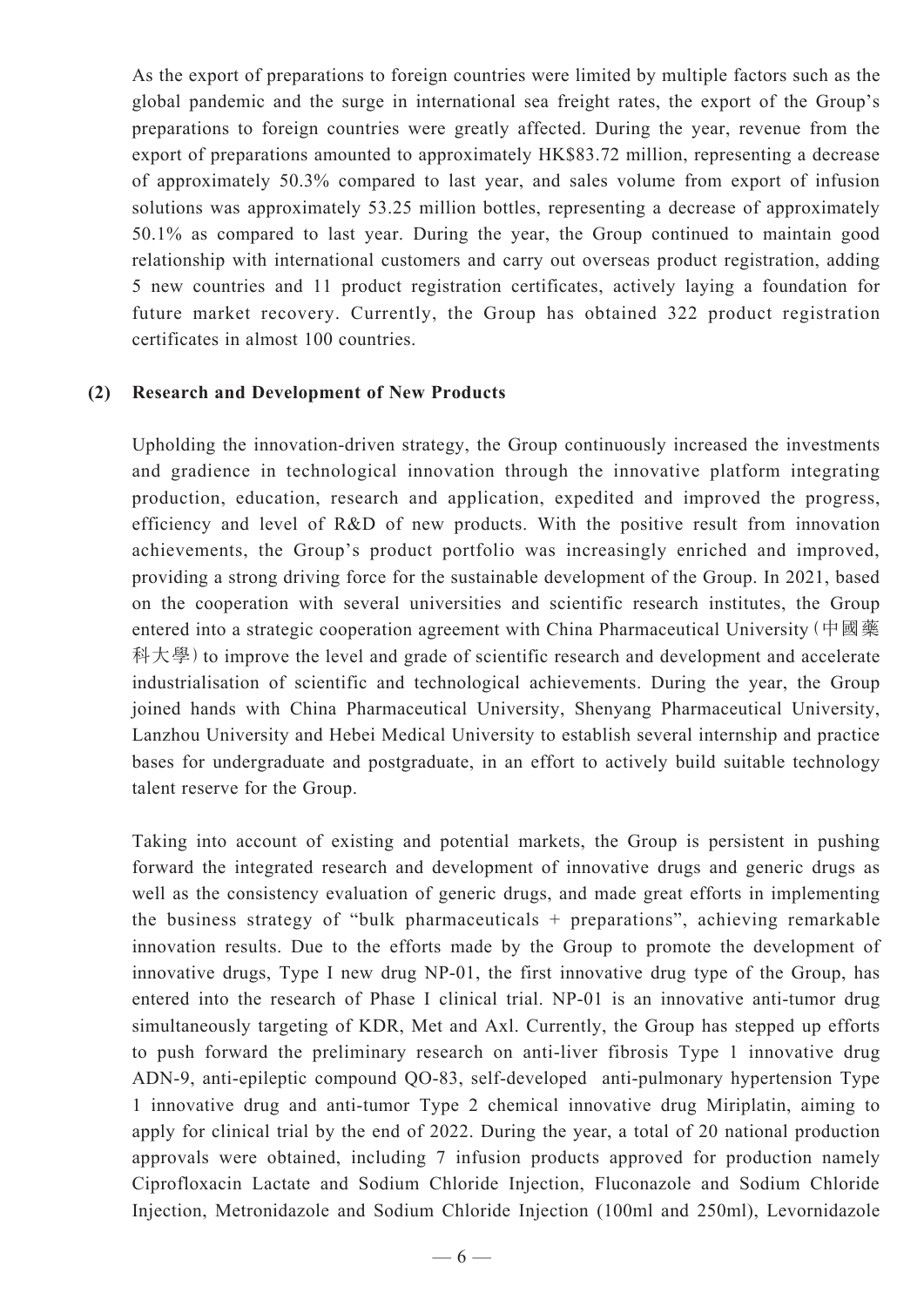As the export of preparations to foreign countries were limited by multiple factors such as the global pandemic and the surge in international sea freight rates, the export of the Group's preparations to foreign countries were greatly affected. During the year, revenue from the export of preparations amounted to approximately HK$83.72 million, representing a decrease of approximately 50.3% compared to last year, and sales volume from export of infusion solutions was approximately 53.25 million bottles, representing a decrease of approximately 50.1% as compared to last year. During the year, the Group continued to maintain good relationship with international customers and carry out overseas product registration, adding 5 new countries and 11 product registration certificates, actively laying a foundation for future market recovery. Currently, the Group has obtained 322 product registration certificates in almost 100 countries.

**(2) Research and Development of New Products**

Upholding the innovation-driven strategy, the Group continuously increased the investments and gradience in technological innovation through the innovative platform integrating production, education, research and application, expedited and improved the progress, efficiency and level of R&D of new products. With the positive result from innovation achievements, the Group's product portfolio was increasingly enriched and improved, providing a strong driving force for the sustainable development of the Group. In 2021, based on the cooperation with several universities and scientific research institutes, the Group entered into a strategic cooperation agreement with China Pharmaceutical University (中國藥科大學) to improve the level and grade of scientific research and development and accelerate industrialisation of scientific and technological achievements. During the year, the Group joined hands with China Pharmaceutical University, Shenyang Pharmaceutical University, Lanzhou University and Hebei Medical University to establish several internship and practice bases for undergraduate and postgraduate, in an effort to actively build suitable technology talent reserve for the Group.

Taking into account of existing and potential markets, the Group is persistent in pushing forward the integrated research and development of innovative drugs and generic drugs as well as the consistency evaluation of generic drugs, and made great efforts in implementing the business strategy of "bulk pharmaceuticals + preparations", achieving remarkable innovation results. Due to the efforts made by the Group to promote the development of innovative drugs, Type I new drug NP-01, the first innovative drug type of the Group, has entered into the research of Phase I clinical trial. NP-01 is an innovative anti-tumor drug simultaneously targeting of KDR, Met and Axl. Currently, the Group has stepped up efforts to push forward the preliminary research on anti-liver fibrosis Type 1 innovative drug ADN-9, anti-epileptic compound QO-83, self-developed anti-pulmonary hypertension Type 1 innovative drug and anti-tumor Type 2 chemical innovative drug Miriplatin, aiming to apply for clinical trial by the end of 2022. During the year, a total of 20 national production approvals were obtained, including 7 infusion products approved for production namely Ciprofloxacin Lactate and Sodium Chloride Injection, Fluconazole and Sodium Chloride Injection, Metronidazole and Sodium Chloride Injection (100ml and 250ml), Levornidazole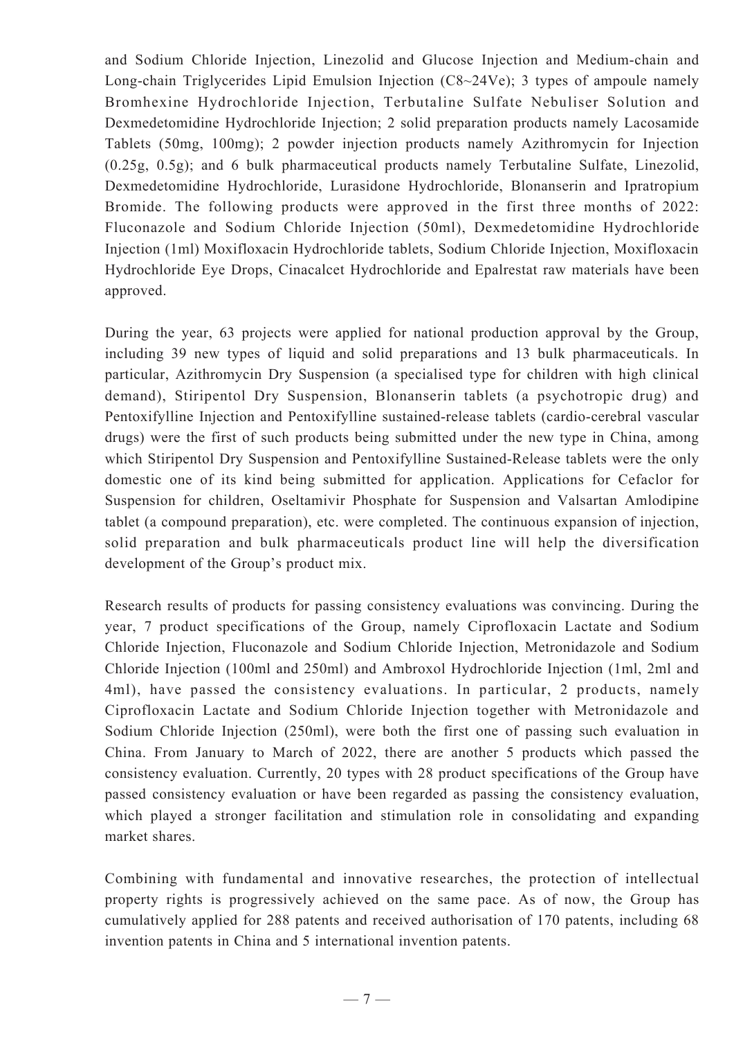and Sodium Chloride Injection, Linezolid and Glucose Injection and Medium-chain and Long-chain Triglycerides Lipid Emulsion Injection (C8~24Ve); 3 types of ampoule namely Bromhexine Hydrochloride Injection, Terbutaline Sulfate Nebuliser Solution and Dexmedetomidine Hydrochloride Injection; 2 solid preparation products namely Lacosamide Tablets (50mg, 100mg); 2 powder injection products namely Azithromycin for Injection (0.25g, 0.5g); and 6 bulk pharmaceutical products namely Terbutaline Sulfate, Linezolid, Dexmedetomidine Hydrochloride, Lurasidone Hydrochloride, Blonanserin and Ipratropium Bromide. The following products were approved in the first three months of 2022: Fluconazole and Sodium Chloride Injection (50ml), Dexmedetomidine Hydrochloride Injection (1ml) Moxifloxacin Hydrochloride tablets, Sodium Chloride Injection, Moxifloxacin Hydrochloride Eye Drops, Cinacalcet Hydrochloride and Epalrestat raw materials have been approved.

During the year, 63 projects were applied for national production approval by the Group, including 39 new types of liquid and solid preparations and 13 bulk pharmaceuticals. In particular, Azithromycin Dry Suspension (a specialised type for children with high clinical demand), Stiripentol Dry Suspension, Blonanserin tablets (a psychotropic drug) and Pentoxifylline Injection and Pentoxifylline sustained-release tablets (cardio-cerebral vascular drugs) were the first of such products being submitted under the new type in China, among which Stiripentol Dry Suspension and Pentoxifylline Sustained-Release tablets were the only domestic one of its kind being submitted for application. Applications for Cefaclor for Suspension for children, Oseltamivir Phosphate for Suspension and Valsartan Amlodipine tablet (a compound preparation), etc. were completed. The continuous expansion of injection, solid preparation and bulk pharmaceuticals product line will help the diversification development of the Group's product mix.

Research results of products for passing consistency evaluations was convincing. During the year, 7 product specifications of the Group, namely Ciprofloxacin Lactate and Sodium Chloride Injection, Fluconazole and Sodium Chloride Injection, Metronidazole and Sodium Chloride Injection (100ml and 250ml) and Ambroxol Hydrochloride Injection (1ml, 2ml and 4ml), have passed the consistency evaluations. In particular, 2 products, namely Ciprofloxacin Lactate and Sodium Chloride Injection together with Metronidazole and Sodium Chloride Injection (250ml), were both the first one of passing such evaluation in China. From January to March of 2022, there are another 5 products which passed the consistency evaluation. Currently, 20 types with 28 product specifications of the Group have passed consistency evaluation or have been regarded as passing the consistency evaluation, which played a stronger facilitation and stimulation role in consolidating and expanding market shares.

Combining with fundamental and innovative researches, the protection of intellectual property rights is progressively achieved on the same pace. As of now, the Group has cumulatively applied for 288 patents and received authorisation of 170 patents, including 68 invention patents in China and 5 international invention patents.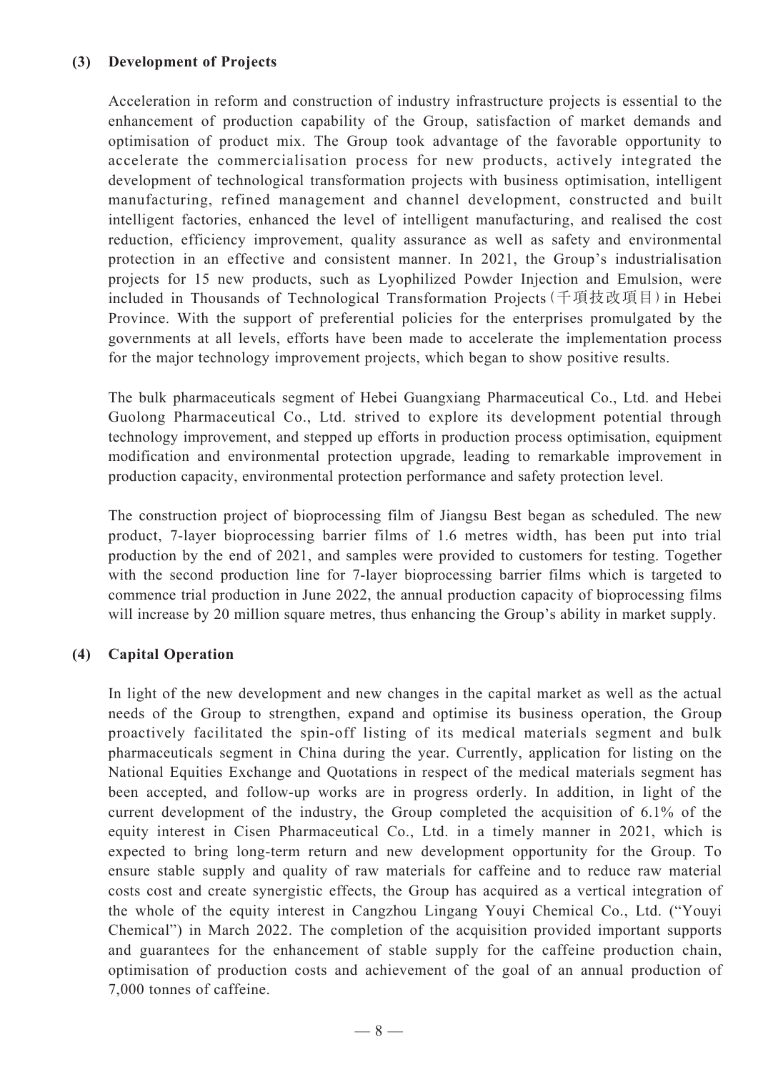**(3) Development of Projects**

Acceleration in reform and construction of industry infrastructure projects is essential to the enhancement of production capability of the Group, satisfaction of market demands and optimisation of product mix. The Group took advantage of the favorable opportunity to accelerate the commercialisation process for new products, actively integrated the development of technological transformation projects with business optimisation, intelligent manufacturing, refined management and channel development, constructed and built intelligent factories, enhanced the level of intelligent manufacturing, and realised the cost reduction, efficiency improvement, quality assurance as well as safety and environmental protection in an effective and consistent manner. In 2021, the Group's industrialisation projects for 15 new products, such as Lyophilized Powder Injection and Emulsion, were included in Thousands of Technological Transformation Projects（千項技改項目）in Hebei Province. With the support of preferential policies for the enterprises promulgated by the governments at all levels, efforts have been made to accelerate the implementation process for the major technology improvement projects, which began to show positive results.

The bulk pharmaceuticals segment of Hebei Guangxiang Pharmaceutical Co., Ltd. and Hebei Guolong Pharmaceutical Co., Ltd. strived to explore its development potential through technology improvement, and stepped up efforts in production process optimisation, equipment modification and environmental protection upgrade, leading to remarkable improvement in production capacity, environmental protection performance and safety protection level.

The construction project of bioprocessing film of Jiangsu Best began as scheduled. The new product, 7-layer bioprocessing barrier films of 1.6 metres width, has been put into trial production by the end of 2021, and samples were provided to customers for testing. Together with the second production line for 7-layer bioprocessing barrier films which is targeted to commence trial production in June 2022, the annual production capacity of bioprocessing films will increase by 20 million square metres, thus enhancing the Group's ability in market supply.

**(4) Capital Operation**

In light of the new development and new changes in the capital market as well as the actual needs of the Group to strengthen, expand and optimise its business operation, the Group proactively facilitated the spin-off listing of its medical materials segment and bulk pharmaceuticals segment in China during the year. Currently, application for listing on the National Equities Exchange and Quotations in respect of the medical materials segment has been accepted, and follow-up works are in progress orderly. In addition, in light of the current development of the industry, the Group completed the acquisition of 6.1% of the equity interest in Cisen Pharmaceutical Co., Ltd. in a timely manner in 2021, which is expected to bring long-term return and new development opportunity for the Group. To ensure stable supply and quality of raw materials for caffeine and to reduce raw material costs cost and create synergistic effects, the Group has acquired as a vertical integration of the whole of the equity interest in Cangzhou Lingang Youyi Chemical Co., Ltd. ("Youyi Chemical") in March 2022. The completion of the acquisition provided important supports and guarantees for the enhancement of stable supply for the caffeine production chain, optimisation of production costs and achievement of the goal of an annual production of 7,000 tonnes of caffeine.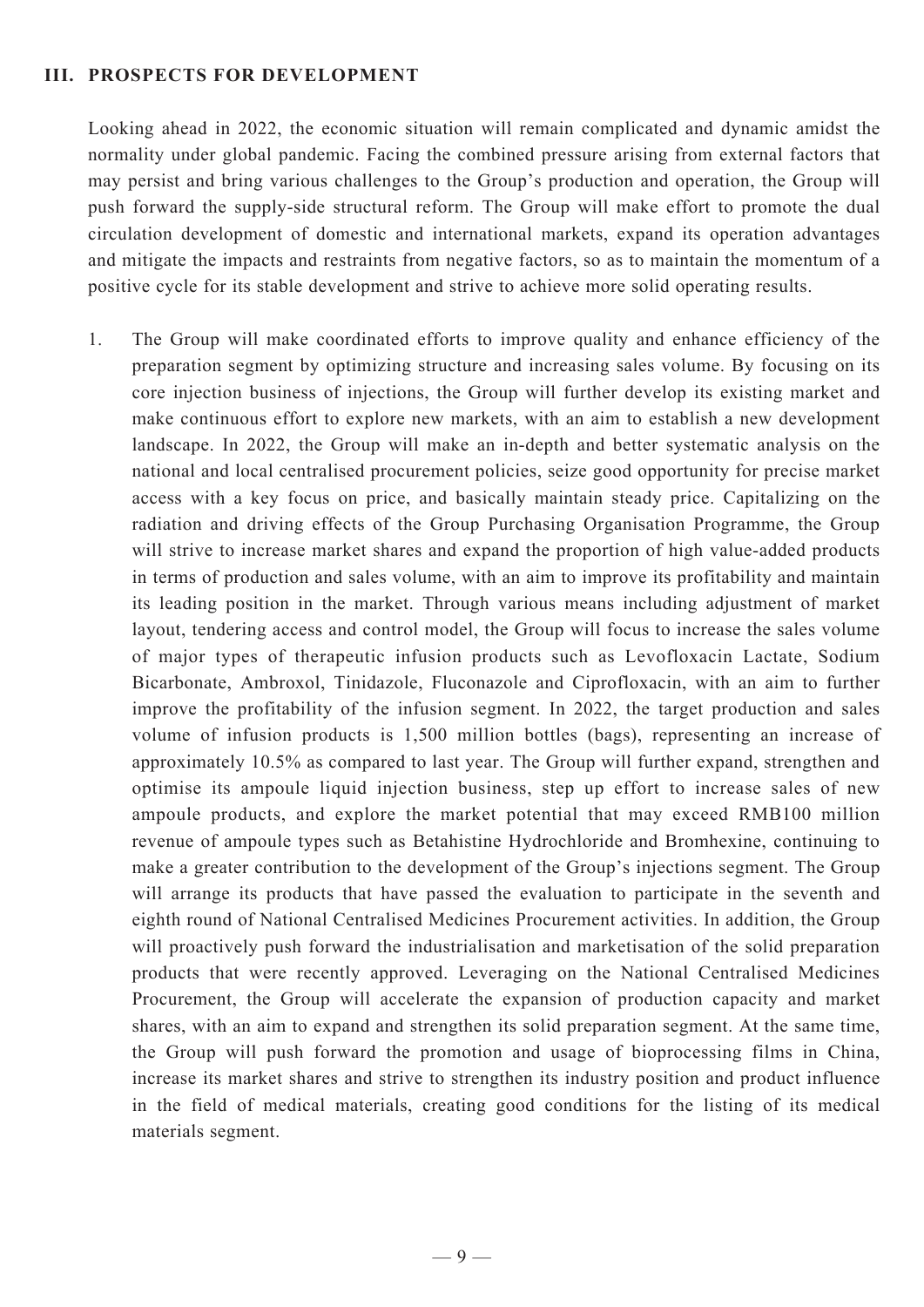## III. PROSPECTS FOR DEVELOPMENT

Looking ahead in 2022, the economic situation will remain complicated and dynamic amidst the normality under global pandemic. Facing the combined pressure arising from external factors that may persist and bring various challenges to the Group's production and operation, the Group will push forward the supply-side structural reform. The Group will make effort to promote the dual circulation development of domestic and international markets, expand its operation advantages and mitigate the impacts and restraints from negative factors, so as to maintain the momentum of a positive cycle for its stable development and strive to achieve more solid operating results.

1. The Group will make coordinated efforts to improve quality and enhance efficiency of the preparation segment by optimizing structure and increasing sales volume. By focusing on its core injection business of injections, the Group will further develop its existing market and make continuous effort to explore new markets, with an aim to establish a new development landscape. In 2022, the Group will make an in-depth and better systematic analysis on the national and local centralised procurement policies, seize good opportunity for precise market access with a key focus on price, and basically maintain steady price. Capitalizing on the radiation and driving effects of the Group Purchasing Organisation Programme, the Group will strive to increase market shares and expand the proportion of high value-added products in terms of production and sales volume, with an aim to improve its profitability and maintain its leading position in the market. Through various means including adjustment of market layout, tendering access and control model, the Group will focus to increase the sales volume of major types of therapeutic infusion products such as Levofloxacin Lactate, Sodium Bicarbonate, Ambroxol, Tinidazole, Fluconazole and Ciprofloxacin, with an aim to further improve the profitability of the infusion segment. In 2022, the target production and sales volume of infusion products is 1,500 million bottles (bags), representing an increase of approximately 10.5% as compared to last year. The Group will further expand, strengthen and optimise its ampoule liquid injection business, step up effort to increase sales of new ampoule products, and explore the market potential that may exceed RMB100 million revenue of ampoule types such as Betahistine Hydrochloride and Bromhexine, continuing to make a greater contribution to the development of the Group's injections segment. The Group will arrange its products that have passed the evaluation to participate in the seventh and eighth round of National Centralised Medicines Procurement activities. In addition, the Group will proactively push forward the industrialisation and marketisation of the solid preparation products that were recently approved. Leveraging on the National Centralised Medicines Procurement, the Group will accelerate the expansion of production capacity and market shares, with an aim to expand and strengthen its solid preparation segment. At the same time, the Group will push forward the promotion and usage of bioprocessing films in China, increase its market shares and strive to strengthen its industry position and product influence in the field of medical materials, creating good conditions for the listing of its medical materials segment.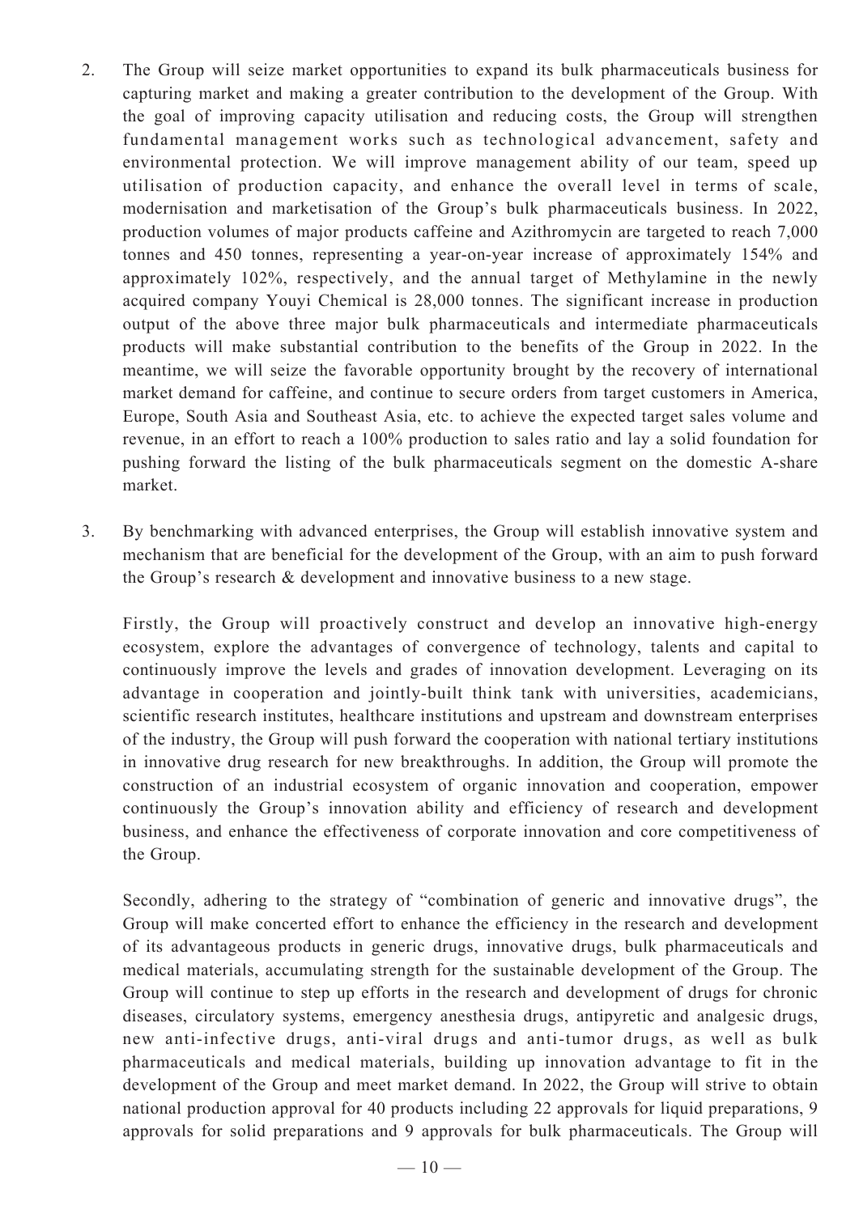2. The Group will seize market opportunities to expand its bulk pharmaceuticals business for capturing market and making a greater contribution to the development of the Group. With the goal of improving capacity utilisation and reducing costs, the Group will strengthen fundamental management works such as technological advancement, safety and environmental protection. We will improve management ability of our team, speed up utilisation of production capacity, and enhance the overall level in terms of scale, modernisation and marketisation of the Group's bulk pharmaceuticals business. In 2022, production volumes of major products caffeine and Azithromycin are targeted to reach 7,000 tonnes and 450 tonnes, representing a year-on-year increase of approximately 154% and approximately 102%, respectively, and the annual target of Methylamine in the newly acquired company Youyi Chemical is 28,000 tonnes. The significant increase in production output of the above three major bulk pharmaceuticals and intermediate pharmaceuticals products will make substantial contribution to the benefits of the Group in 2022. In the meantime, we will seize the favorable opportunity brought by the recovery of international market demand for caffeine, and continue to secure orders from target customers in America, Europe, South Asia and Southeast Asia, etc. to achieve the expected target sales volume and revenue, in an effort to reach a 100% production to sales ratio and lay a solid foundation for pushing forward the listing of the bulk pharmaceuticals segment on the domestic A-share market.

3. By benchmarking with advanced enterprises, the Group will establish innovative system and mechanism that are beneficial for the development of the Group, with an aim to push forward the Group's research & development and innovative business to a new stage.

   Firstly, the Group will proactively construct and develop an innovative high-energy ecosystem, explore the advantages of convergence of technology, talents and capital to continuously improve the levels and grades of innovation development. Leveraging on its advantage in cooperation and jointly-built think tank with universities, academicians, scientific research institutes, healthcare institutions and upstream and downstream enterprises of the industry, the Group will push forward the cooperation with national tertiary institutions in innovative drug research for new breakthroughs. In addition, the Group will promote the construction of an industrial ecosystem of organic innovation and cooperation, empower continuously the Group's innovation ability and efficiency of research and development business, and enhance the effectiveness of corporate innovation and core competitiveness of the Group.

   Secondly, adhering to the strategy of "combination of generic and innovative drugs", the Group will make concerted effort to enhance the efficiency in the research and development of its advantageous products in generic drugs, innovative drugs, bulk pharmaceuticals and medical materials, accumulating strength for the sustainable development of the Group. The Group will continue to step up efforts in the research and development of drugs for chronic diseases, circulatory systems, emergency anesthesia drugs, antipyretic and analgesic drugs, new anti-infective drugs, anti-viral drugs and anti-tumor drugs, as well as bulk pharmaceuticals and medical materials, building up innovation advantage to fit in the development of the Group and meet market demand. In 2022, the Group will strive to obtain national production approval for 40 products including 22 approvals for liquid preparations, 9 approvals for solid preparations and 9 approvals for bulk pharmaceuticals. The Group will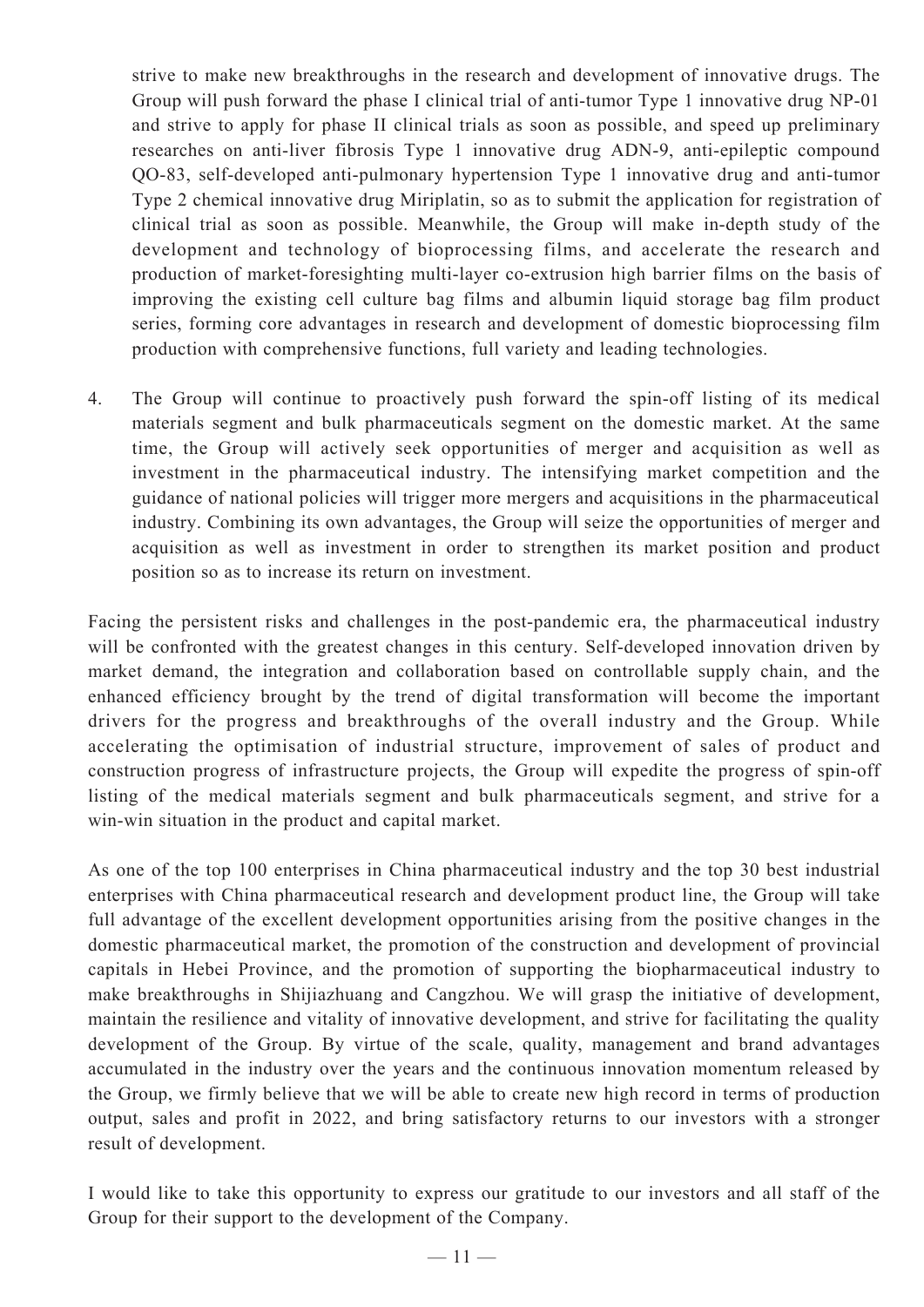strive to make new breakthroughs in the research and development of innovative drugs. The Group will push forward the phase I clinical trial of anti-tumor Type 1 innovative drug NP-01 and strive to apply for phase II clinical trials as soon as possible, and speed up preliminary researches on anti-liver fibrosis Type 1 innovative drug ADN-9, anti-epileptic compound QO-83, self-developed anti-pulmonary hypertension Type 1 innovative drug and anti-tumor Type 2 chemical innovative drug Miriplatin, so as to submit the application for registration of clinical trial as soon as possible. Meanwhile, the Group will make in-depth study of the development and technology of bioprocessing films, and accelerate the research and production of market-foresighting multi-layer co-extrusion high barrier films on the basis of improving the existing cell culture bag films and albumin liquid storage bag film product series, forming core advantages in research and development of domestic bioprocessing film production with comprehensive functions, full variety and leading technologies.

4. The Group will continue to proactively push forward the spin-off listing of its medical materials segment and bulk pharmaceuticals segment on the domestic market. At the same time, the Group will actively seek opportunities of merger and acquisition as well as investment in the pharmaceutical industry. The intensifying market competition and the guidance of national policies will trigger more mergers and acquisitions in the pharmaceutical industry. Combining its own advantages, the Group will seize the opportunities of merger and acquisition as well as investment in order to strengthen its market position and product position so as to increase its return on investment.

Facing the persistent risks and challenges in the post-pandemic era, the pharmaceutical industry will be confronted with the greatest changes in this century. Self-developed innovation driven by market demand, the integration and collaboration based on controllable supply chain, and the enhanced efficiency brought by the trend of digital transformation will become the important drivers for the progress and breakthroughs of the overall industry and the Group. While accelerating the optimisation of industrial structure, improvement of sales of product and construction progress of infrastructure projects, the Group will expedite the progress of spin-off listing of the medical materials segment and bulk pharmaceuticals segment, and strive for a win-win situation in the product and capital market.

As one of the top 100 enterprises in China pharmaceutical industry and the top 30 best industrial enterprises with China pharmaceutical research and development product line, the Group will take full advantage of the excellent development opportunities arising from the positive changes in the domestic pharmaceutical market, the promotion of the construction and development of provincial capitals in Hebei Province, and the promotion of supporting the biopharmaceutical industry to make breakthroughs in Shijiazhuang and Cangzhou. We will grasp the initiative of development, maintain the resilience and vitality of innovative development, and strive for facilitating the quality development of the Group. By virtue of the scale, quality, management and brand advantages accumulated in the industry over the years and the continuous innovation momentum released by the Group, we firmly believe that we will be able to create new high record in terms of production output, sales and profit in 2022, and bring satisfactory returns to our investors with a stronger result of development.

I would like to take this opportunity to express our gratitude to our investors and all staff of the Group for their support to the development of the Company.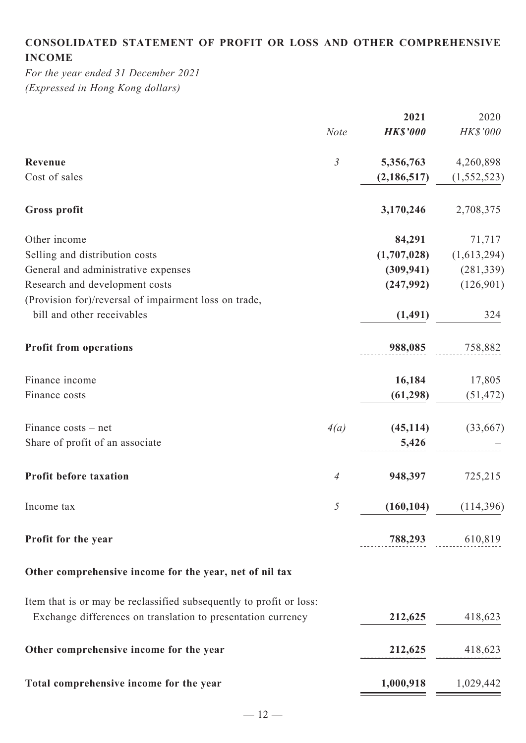**CONSOLIDATED STATEMENT OF PROFIT OR LOSS AND OTHER COMPREHENSIVE INCOME**

*For the year ended 31 December 2021*
*(Expressed in Hong Kong dollars)*

| | Note | 2021 | 2020 |
|---|---|---|---|
| | | ***HK$'000*** | *HK$'000* |
| **Revenue** | *3* | **5,356,763** | 4,260,898 |
| Cost of sales | | **(2,186,517)** | (1,552,523) |
| **Gross profit** | | **3,170,246** | 2,708,375 |
| Other income | | **84,291** | 71,717 |
| Selling and distribution costs | | **(1,707,028)** | (1,613,294) |
| General and administrative expenses | | **(309,941)** | (281,339) |
| Research and development costs | | **(247,992)** | (126,901) |
| (Provision for)/reversal of impairment loss on trade, bill and other receivables | | **(1,491)** | 324 |
| **Profit from operations** | | **988,085** | 758,882 |
| Finance income | | **16,184** | 17,805 |
| Finance costs | | **(61,298)** | (51,472) |
| Finance costs – net | *4(a)* | **(45,114)** | (33,667) |
| Share of profit of an associate | | **5,426** | – |
| **Profit before taxation** | *4* | **948,397** | 725,215 |
| Income tax | *5* | **(160,104)** | (114,396) |
| **Profit for the year** | | **788,293** | 610,819 |
| **Other comprehensive income for the year, net of nil tax** | | | |
| Item that is or may be reclassified subsequently to profit or loss: | | | |
| Exchange differences on translation to presentation currency | | **212,625** | 418,623 |
| **Other comprehensive income for the year** | | **212,625** | 418,623 |
| **Total comprehensive income for the year** | | **1,000,918** | 1,029,442 |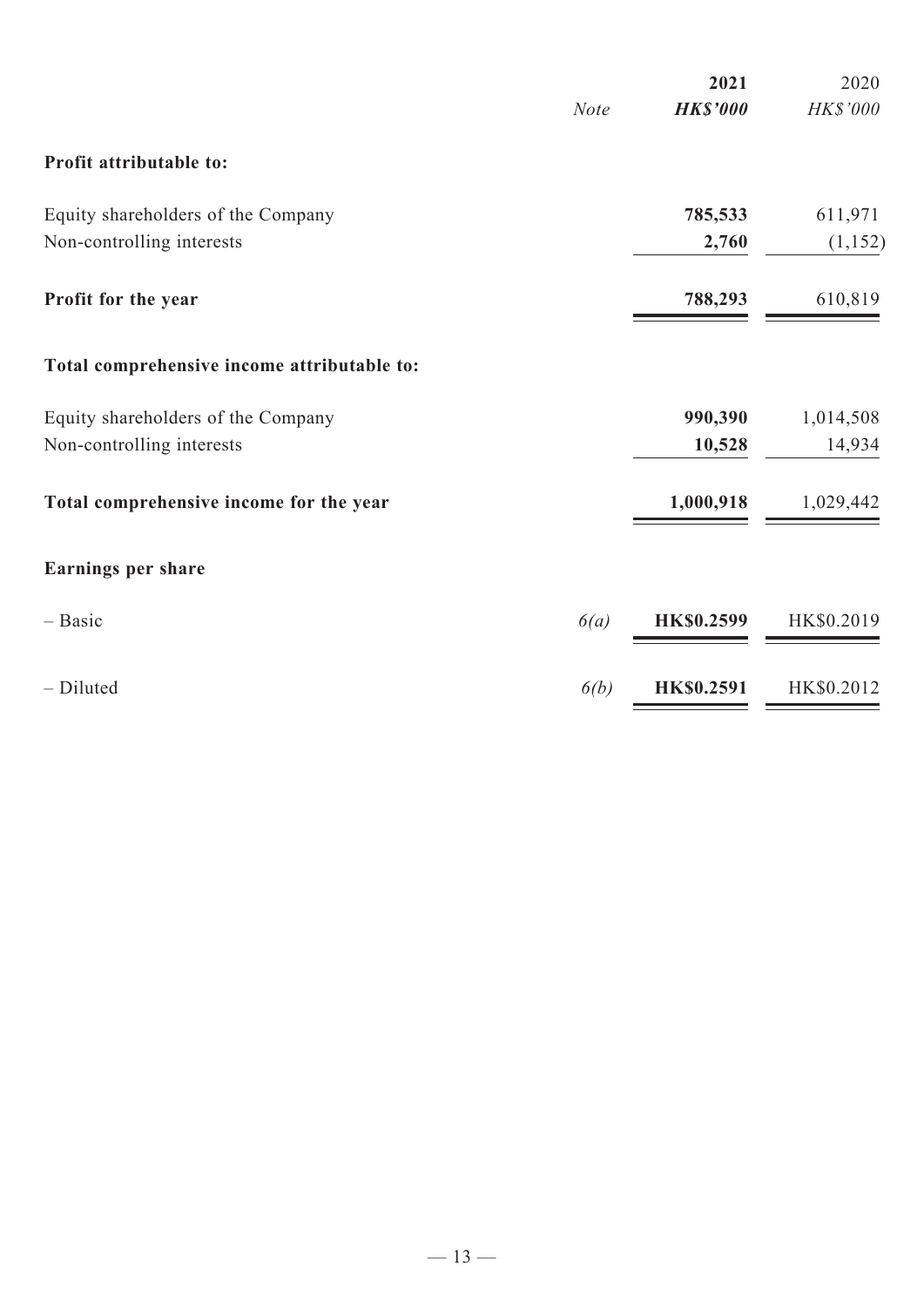| | Note | 2021<br>HK$'000 | 2020<br>HK$'000 |
|---|---|---|---|
| **Profit attributable to:** | | | |
| Equity shareholders of the Company | | **785,533** | 611,971 |
| Non-controlling interests | | **2,760** | (1,152) |
| **Profit for the year** | | **788,293** | 610,819 |
| **Total comprehensive income attributable to:** | | | |
| Equity shareholders of the Company | | **990,390** | 1,014,508 |
| Non-controlling interests | | **10,528** | 14,934 |
| **Total comprehensive income for the year** | | **1,000,918** | 1,029,442 |
| **Earnings per share** | | | |
| – Basic | *6(a)* | **HK$0.2599** | HK$0.2019 |
| – Diluted | *6(b)* | **HK$0.2591** | HK$0.2012 |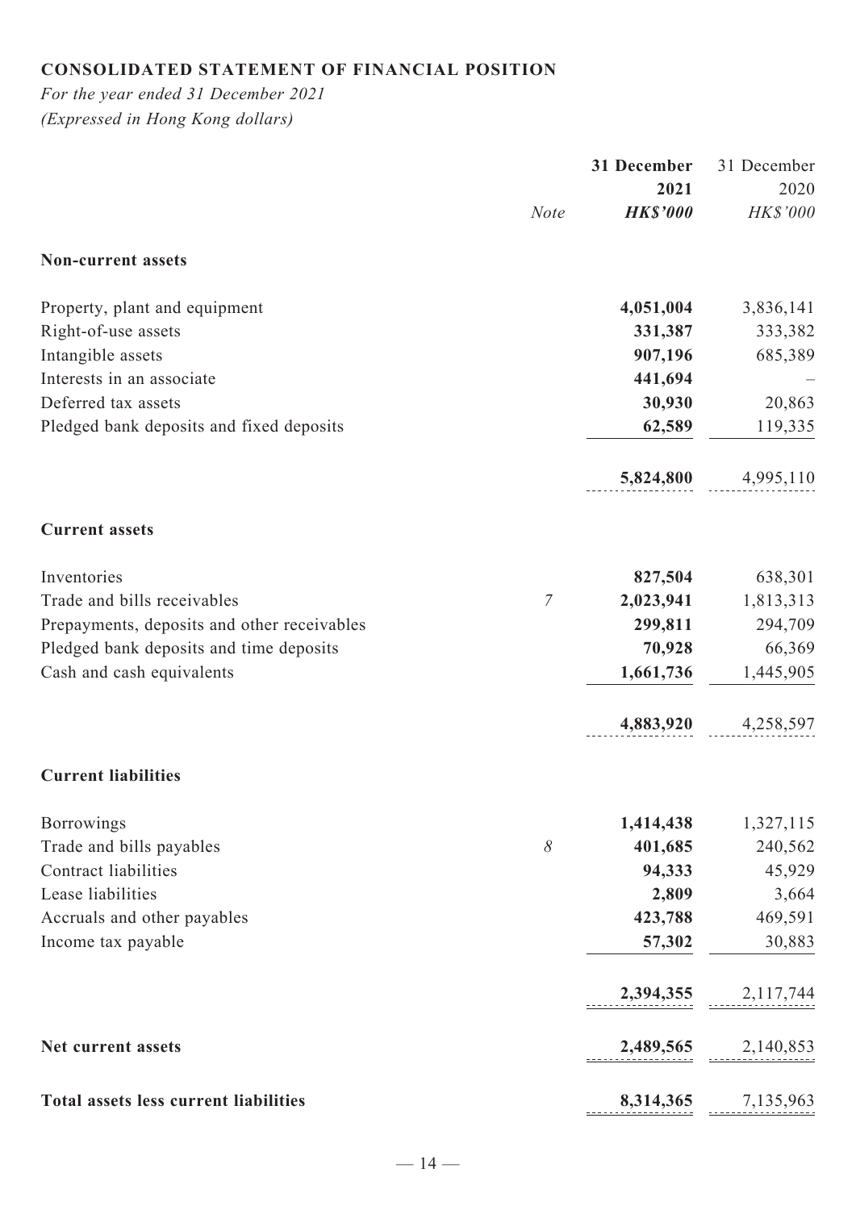## CONSOLIDATED STATEMENT OF FINANCIAL POSITION

*For the year ended 31 December 2021*
*(Expressed in Hong Kong dollars)*

| | Note | **31 December 2021** | 31 December 2020 |
|---|---|---|---|
| | | ***HK$'000*** | *HK$'000* |
| **Non-current assets** | | | |
| Property, plant and equipment | | **4,051,004** | 3,836,141 |
| Right-of-use assets | | **331,387** | 333,382 |
| Intangible assets | | **907,196** | 685,389 |
| Interests in an associate | | **441,694** | – |
| Deferred tax assets | | **30,930** | 20,863 |
| Pledged bank deposits and fixed deposits | | **62,589** | 119,335 |
| | | **5,824,800** | 4,995,110 |
| **Current assets** | | | |
| Inventories | | **827,504** | 638,301 |
| Trade and bills receivables | *7* | **2,023,941** | 1,813,313 |
| Prepayments, deposits and other receivables | | **299,811** | 294,709 |
| Pledged bank deposits and time deposits | | **70,928** | 66,369 |
| Cash and cash equivalents | | **1,661,736** | 1,445,905 |
| | | **4,883,920** | 4,258,597 |
| **Current liabilities** | | | |
| Borrowings | | **1,414,438** | 1,327,115 |
| Trade and bills payables | *8* | **401,685** | 240,562 |
| Contract liabilities | | **94,333** | 45,929 |
| Lease liabilities | | **2,809** | 3,664 |
| Accruals and other payables | | **423,788** | 469,591 |
| Income tax payable | | **57,302** | 30,883 |
| | | **2,394,355** | 2,117,744 |
| **Net current assets** | | **2,489,565** | 2,140,853 |
| **Total assets less current liabilities** | | **8,314,365** | 7,135,963 |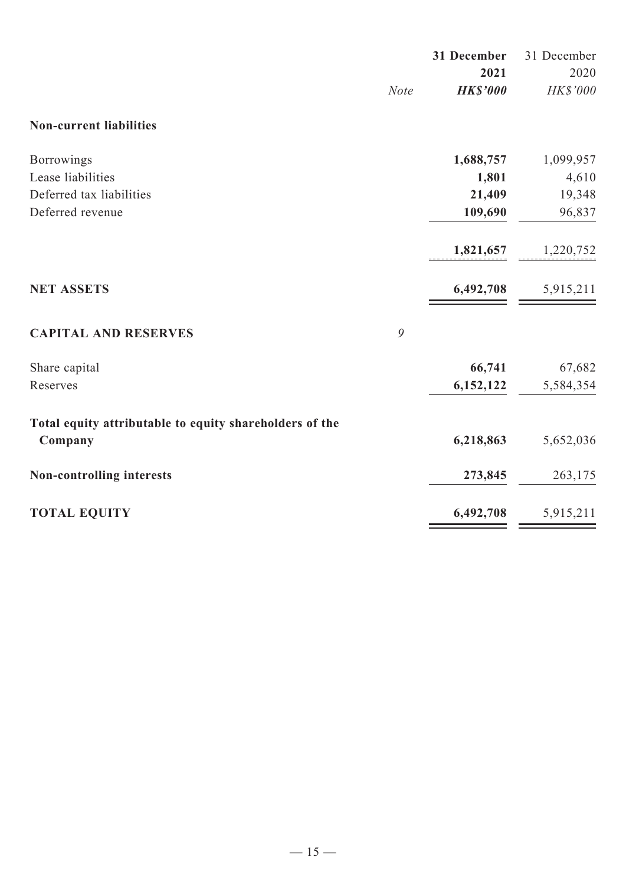| | Note | 31 December 2021 HK$'000 | 31 December 2020 HK$'000 |
|---|---|---|---|
| **Non-current liabilities** | | | |
| Borrowings | | **1,688,757** | 1,099,957 |
| Lease liabilities | | **1,801** | 4,610 |
| Deferred tax liabilities | | **21,409** | 19,348 |
| Deferred revenue | | **109,690** | 96,837 |
| | | **1,821,657** | 1,220,752 |
| **NET ASSETS** | | **6,492,708** | 5,915,211 |
| **CAPITAL AND RESERVES** | 9 | | |
| Share capital | | **66,741** | 67,682 |
| Reserves | | **6,152,122** | 5,584,354 |
| **Total equity attributable to equity shareholders of the Company** | | **6,218,863** | 5,652,036 |
| **Non-controlling interests** | | **273,845** | 263,175 |
| **TOTAL EQUITY** | | **6,492,708** | 5,915,211 |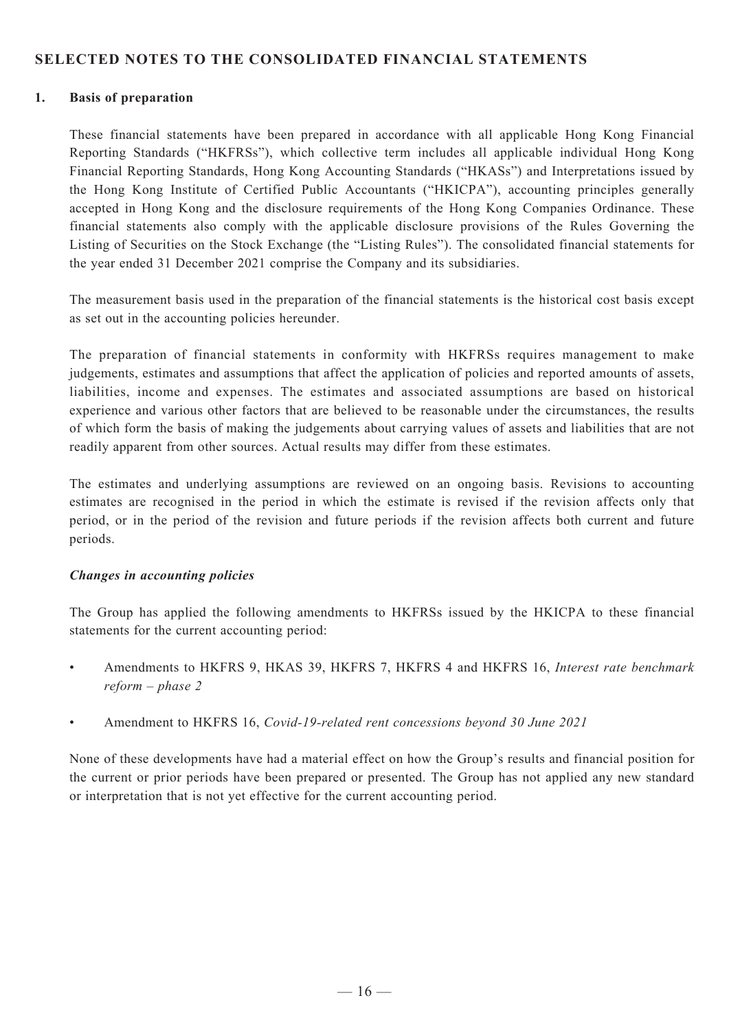## SELECTED NOTES TO THE CONSOLIDATED FINANCIAL STATEMENTS

### 1. Basis of preparation

These financial statements have been prepared in accordance with all applicable Hong Kong Financial Reporting Standards ("HKFRSs"), which collective term includes all applicable individual Hong Kong Financial Reporting Standards, Hong Kong Accounting Standards ("HKASs") and Interpretations issued by the Hong Kong Institute of Certified Public Accountants ("HKICPA"), accounting principles generally accepted in Hong Kong and the disclosure requirements of the Hong Kong Companies Ordinance. These financial statements also comply with the applicable disclosure provisions of the Rules Governing the Listing of Securities on the Stock Exchange (the "Listing Rules"). The consolidated financial statements for the year ended 31 December 2021 comprise the Company and its subsidiaries.

The measurement basis used in the preparation of the financial statements is the historical cost basis except as set out in the accounting policies hereunder.

The preparation of financial statements in conformity with HKFRSs requires management to make judgements, estimates and assumptions that affect the application of policies and reported amounts of assets, liabilities, income and expenses. The estimates and associated assumptions are based on historical experience and various other factors that are believed to be reasonable under the circumstances, the results of which form the basis of making the judgements about carrying values of assets and liabilities that are not readily apparent from other sources. Actual results may differ from these estimates.

The estimates and underlying assumptions are reviewed on an ongoing basis. Revisions to accounting estimates are recognised in the period in which the estimate is revised if the revision affects only that period, or in the period of the revision and future periods if the revision affects both current and future periods.

***Changes in accounting policies***

The Group has applied the following amendments to HKFRSs issued by the HKICPA to these financial statements for the current accounting period:

- Amendments to HKFRS 9, HKAS 39, HKFRS 7, HKFRS 4 and HKFRS 16, *Interest rate benchmark reform – phase 2*
- Amendment to HKFRS 16, *Covid-19-related rent concessions beyond 30 June 2021*

None of these developments have had a material effect on how the Group's results and financial position for the current or prior periods have been prepared or presented. The Group has not applied any new standard or interpretation that is not yet effective for the current accounting period.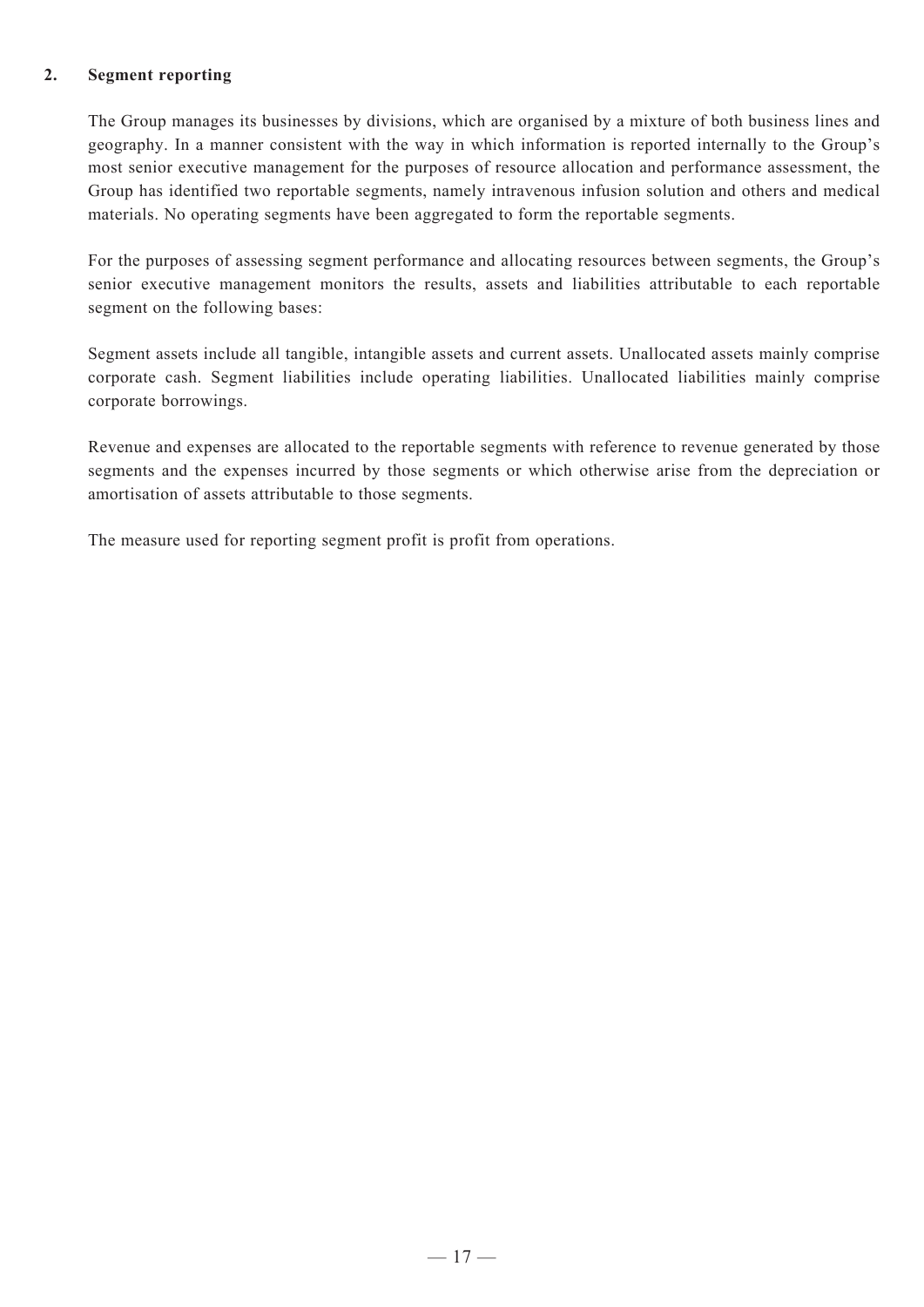## 2. Segment reporting

The Group manages its businesses by divisions, which are organised by a mixture of both business lines and geography. In a manner consistent with the way in which information is reported internally to the Group's most senior executive management for the purposes of resource allocation and performance assessment, the Group has identified two reportable segments, namely intravenous infusion solution and others and medical materials. No operating segments have been aggregated to form the reportable segments.

For the purposes of assessing segment performance and allocating resources between segments, the Group's senior executive management monitors the results, assets and liabilities attributable to each reportable segment on the following bases:

Segment assets include all tangible, intangible assets and current assets. Unallocated assets mainly comprise corporate cash. Segment liabilities include operating liabilities. Unallocated liabilities mainly comprise corporate borrowings.

Revenue and expenses are allocated to the reportable segments with reference to revenue generated by those segments and the expenses incurred by those segments or which otherwise arise from the depreciation or amortisation of assets attributable to those segments.

The measure used for reporting segment profit is profit from operations.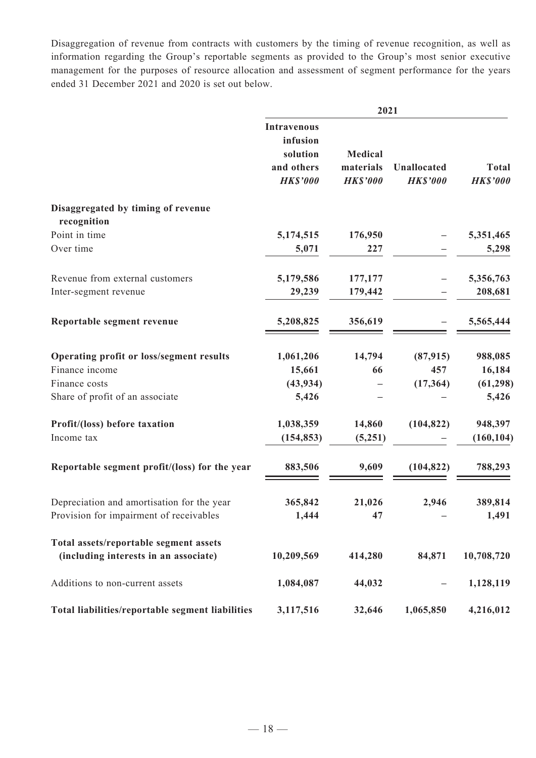Disaggregation of revenue from contracts with customers by the timing of revenue recognition, as well as information regarding the Group's reportable segments as provided to the Group's most senior executive management for the purposes of resource allocation and assessment of segment performance for the years ended 31 December 2021 and 2020 is set out below.

| | 2021 | | | |
|---|---|---|---|---|
| | **Intravenous infusion solution and others** *HK$'000* | **Medical materials** *HK$'000* | **Unallocated** *HK$'000* | **Total** *HK$'000* |
| **Disaggregated by timing of revenue recognition** | | | | |
| Point in time | **5,174,515** | **176,950** | **–** | **5,351,465** |
| Over time | **5,071** | **227** | **–** | **5,298** |
| Revenue from external customers | **5,179,586** | **177,177** | **–** | **5,356,763** |
| Inter-segment revenue | **29,239** | **179,442** | **–** | **208,681** |
| **Reportable segment revenue** | **5,208,825** | **356,619** | **–** | **5,565,444** |
| **Operating profit or loss/segment results** | **1,061,206** | **14,794** | **(87,915)** | **988,085** |
| Finance income | **15,661** | **66** | **457** | **16,184** |
| Finance costs | **(43,934)** | **–** | **(17,364)** | **(61,298)** |
| Share of profit of an associate | **5,426** | **–** | **–** | **5,426** |
| **Profit/(loss) before taxation** | **1,038,359** | **14,860** | **(104,822)** | **948,397** |
| Income tax | **(154,853)** | **(5,251)** | **–** | **(160,104)** |
| **Reportable segment profit/(loss) for the year** | **883,506** | **9,609** | **(104,822)** | **788,293** |
| Depreciation and amortisation for the year | **365,842** | **21,026** | **2,946** | **389,814** |
| Provision for impairment of receivables | **1,444** | **47** | **–** | **1,491** |
| **Total assets/reportable segment assets (including interests in an associate)** | **10,209,569** | **414,280** | **84,871** | **10,708,720** |
| Additions to non-current assets | **1,084,087** | **44,032** | **–** | **1,128,119** |
| **Total liabilities/reportable segment liabilities** | **3,117,516** | **32,646** | **1,065,850** | **4,216,012** |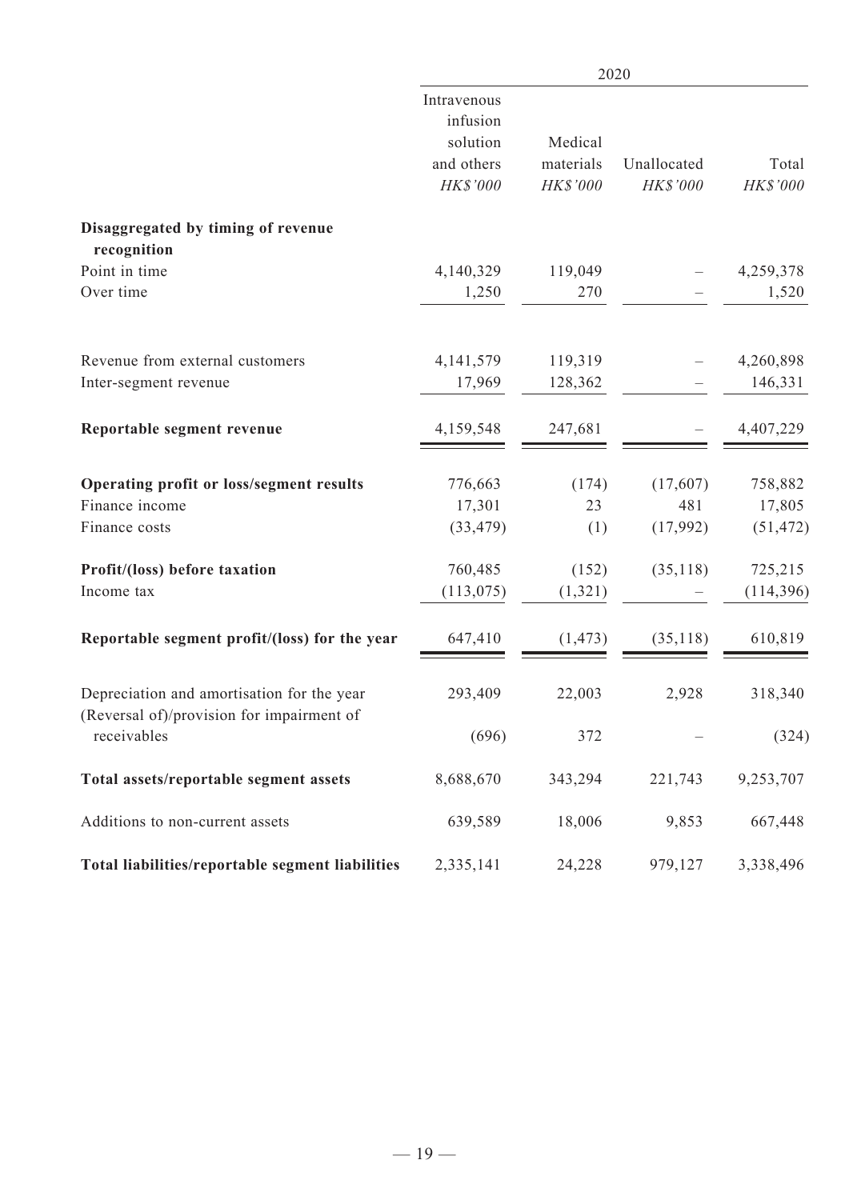| | 2020 | | | |
|---|---|---|---|---|
| | Intravenous infusion solution and others *HK$'000* | Medical materials *HK$'000* | Unallocated *HK$'000* | Total *HK$'000* |
| **Disaggregated by timing of revenue recognition** | | | | |
| Point in time | 4,140,329 | 119,049 | – | 4,259,378 |
| Over time | 1,250 | 270 | – | 1,520 |
| Revenue from external customers | 4,141,579 | 119,319 | – | 4,260,898 |
| Inter-segment revenue | 17,969 | 128,362 | – | 146,331 |
| **Reportable segment revenue** | 4,159,548 | 247,681 | – | 4,407,229 |
| **Operating profit or loss/segment results** | 776,663 | (174) | (17,607) | 758,882 |
| Finance income | 17,301 | 23 | 481 | 17,805 |
| Finance costs | (33,479) | (1) | (17,992) | (51,472) |
| **Profit/(loss) before taxation** | 760,485 | (152) | (35,118) | 725,215 |
| Income tax | (113,075) | (1,321) | – | (114,396) |
| **Reportable segment profit/(loss) for the year** | 647,410 | (1,473) | (35,118) | 610,819 |
| Depreciation and amortisation for the year | 293,409 | 22,003 | 2,928 | 318,340 |
| (Reversal of)/provision for impairment of receivables | (696) | 372 | – | (324) |
| **Total assets/reportable segment assets** | 8,688,670 | 343,294 | 221,743 | 9,253,707 |
| Additions to non-current assets | 639,589 | 18,006 | 9,853 | 667,448 |
| **Total liabilities/reportable segment liabilities** | 2,335,141 | 24,228 | 979,127 | 3,338,496 |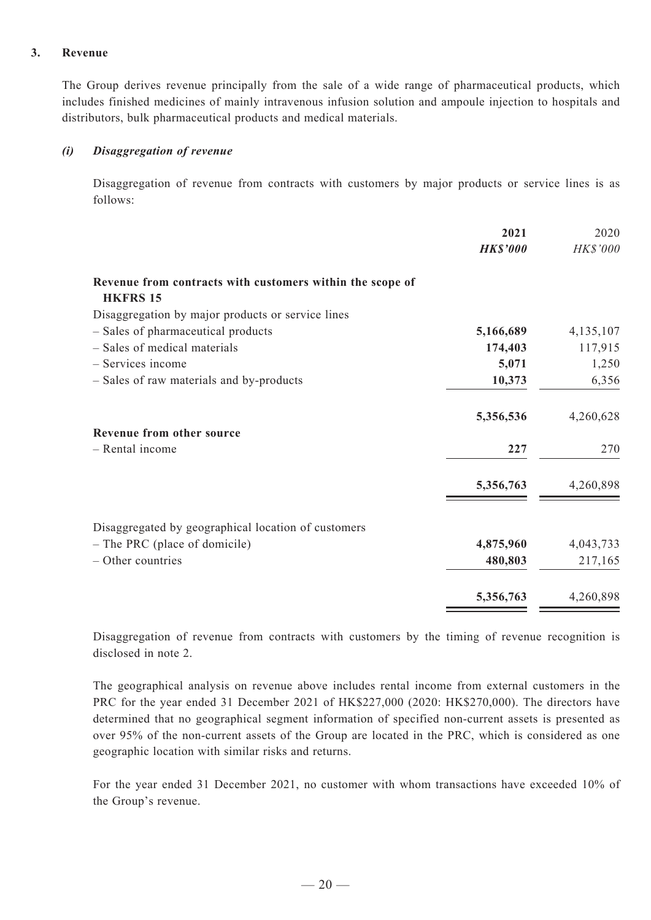## 3. Revenue

The Group derives revenue principally from the sale of a wide range of pharmaceutical products, which includes finished medicines of mainly intravenous infusion solution and ampoule injection to hospitals and distributors, bulk pharmaceutical products and medical materials.

### *(i) Disaggregation of revenue*

Disaggregation of revenue from contracts with customers by major products or service lines is as follows:

| | **2021** | 2020 |
|---|---|---|
| | ***HK$'000*** | *HK$'000* |
| **Revenue from contracts with customers within the scope of HKFRS 15** | | |
| Disaggregation by major products or service lines | | |
| – Sales of pharmaceutical products | **5,166,689** | 4,135,107 |
| – Sales of medical materials | **174,403** | 117,915 |
| – Services income | **5,071** | 1,250 |
| – Sales of raw materials and by-products | **10,373** | 6,356 |
| | **5,356,536** | 4,260,628 |
| **Revenue from other source** | | |
| – Rental income | **227** | 270 |
| | **5,356,763** | 4,260,898 |
| Disaggregated by geographical location of customers | | |
| – The PRC (place of domicile) | **4,875,960** | 4,043,733 |
| – Other countries | **480,803** | 217,165 |
| | **5,356,763** | 4,260,898 |

Disaggregation of revenue from contracts with customers by the timing of revenue recognition is disclosed in note 2.

The geographical analysis on revenue above includes rental income from external customers in the PRC for the year ended 31 December 2021 of HK$227,000 (2020: HK$270,000). The directors have determined that no geographical segment information of specified non-current assets is presented as over 95% of the non-current assets of the Group are located in the PRC, which is considered as one geographic location with similar risks and returns.

For the year ended 31 December 2021, no customer with whom transactions have exceeded 10% of the Group's revenue.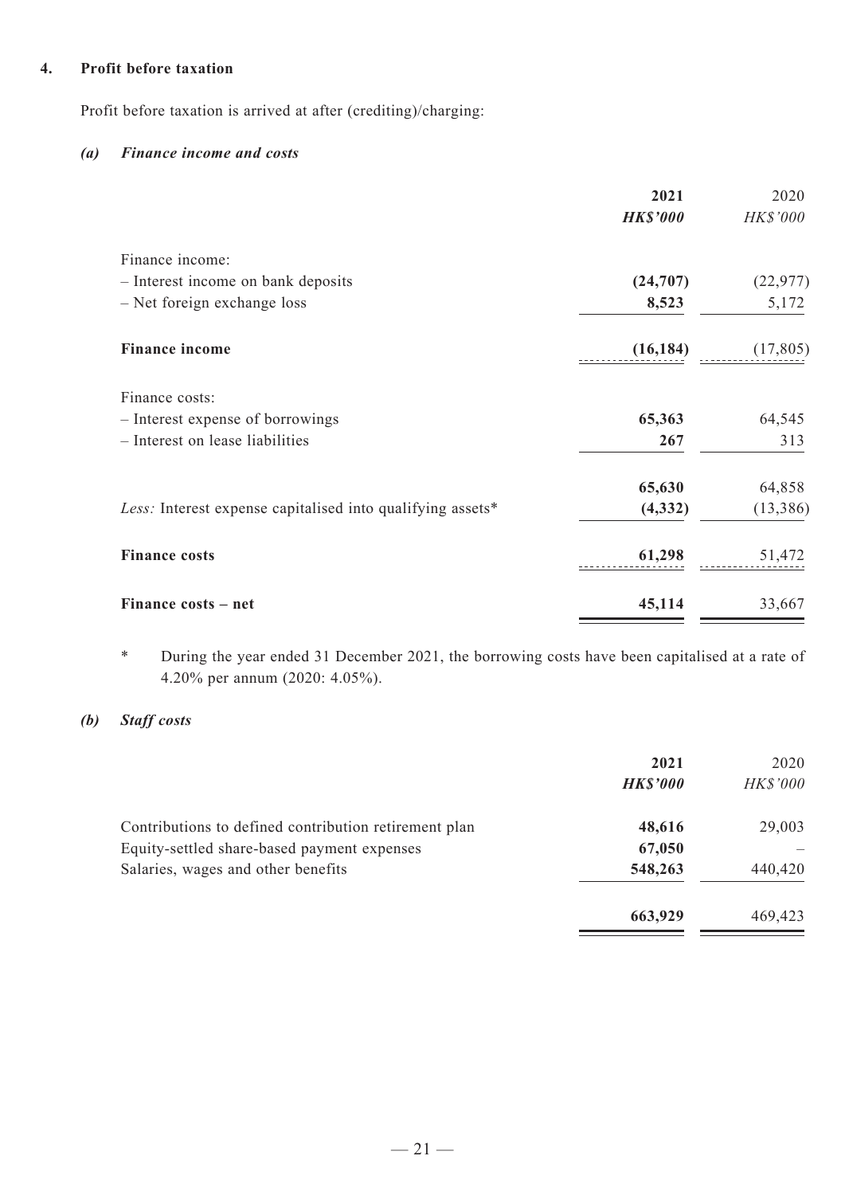## 4. Profit before taxation

Profit before taxation is arrived at after (crediting)/charging:

### *(a) Finance income and costs*

| | **2021** | 2020 |
|---|---|---|
| | ***HK$'000*** | *HK$'000* |
| Finance income: | | |
| – Interest income on bank deposits | **(24,707)** | (22,977) |
| – Net foreign exchange loss | **8,523** | 5,172 |
| **Finance income** | **(16,184)** | (17,805) |
| Finance costs: | | |
| – Interest expense of borrowings | **65,363** | 64,545 |
| – Interest on lease liabilities | **267** | 313 |
| | **65,630** | 64,858 |
| *Less:* Interest expense capitalised into qualifying assets* | **(4,332)** | (13,386) |
| **Finance costs** | **61,298** | 51,472 |
| **Finance costs – net** | **45,114** | 33,667 |

\* During the year ended 31 December 2021, the borrowing costs have been capitalised at a rate of 4.20% per annum (2020: 4.05%).

### *(b) Staff costs*

| | **2021** | 2020 |
|---|---|---|
| | ***HK$'000*** | *HK$'000* |
| Contributions to defined contribution retirement plan | **48,616** | 29,003 |
| Equity-settled share-based payment expenses | **67,050** | – |
| Salaries, wages and other benefits | **548,263** | 440,420 |
| | **663,929** | 469,423 |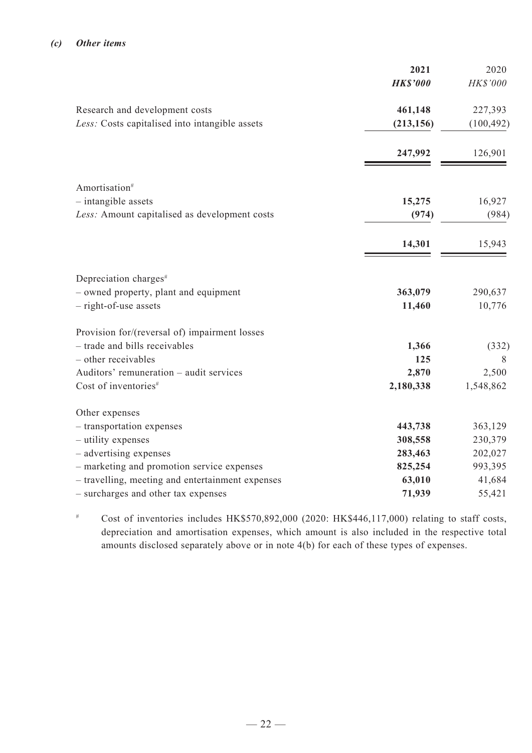### *(c) Other items*

| | 2021 | 2020 |
|---|---|---|
| | ***HK$'000*** | *HK$'000* |
| Research and development costs | **461,148** | 227,393 |
| *Less:* Costs capitalised into intangible assets | **(213,156)** | (100,492) |
| | **247,992** | 126,901 |
| Amortisation# | | |
| – intangible assets | **15,275** | 16,927 |
| *Less:* Amount capitalised as development costs | **(974)** | (984) |
| | **14,301** | 15,943 |
| Depreciation charges# | | |
| – owned property, plant and equipment | **363,079** | 290,637 |
| – right-of-use assets | **11,460** | 10,776 |
| Provision for/(reversal of) impairment losses | | |
| – trade and bills receivables | **1,366** | (332) |
| – other receivables | **125** | 8 |
| Auditors' remuneration – audit services | **2,870** | 2,500 |
| Cost of inventories# | **2,180,338** | 1,548,862 |
| Other expenses | | |
| – transportation expenses | **443,738** | 363,129 |
| – utility expenses | **308,558** | 230,379 |
| – advertising expenses | **283,463** | 202,027 |
| – marketing and promotion service expenses | **825,254** | 993,395 |
| – travelling, meeting and entertainment expenses | **63,010** | 41,684 |
| – surcharges and other tax expenses | **71,939** | 55,421 |

# Cost of inventories includes HK$570,892,000 (2020: HK$446,117,000) relating to staff costs, depreciation and amortisation expenses, which amount is also included in the respective total amounts disclosed separately above or in note 4(b) for each of these types of expenses.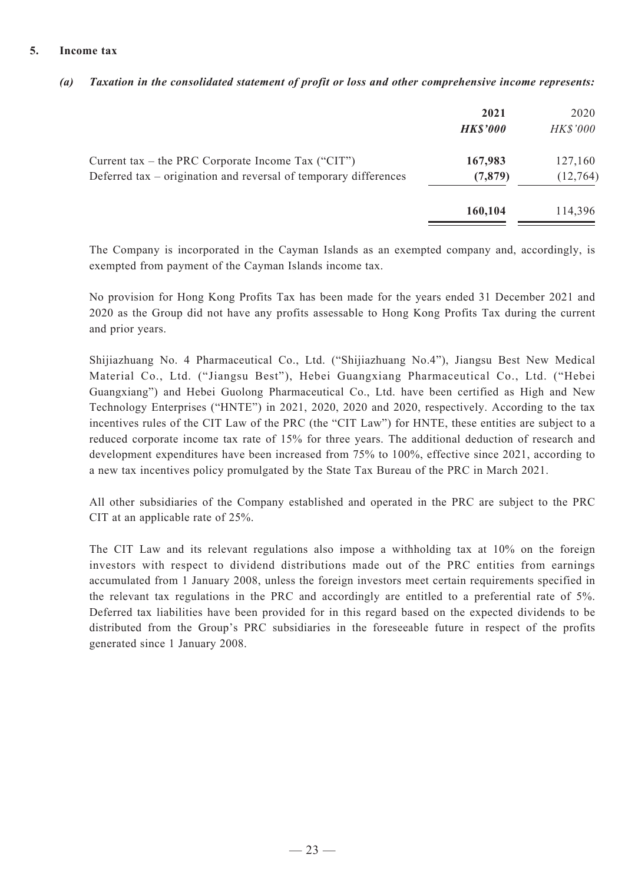## 5. Income tax

### *(a) Taxation in the consolidated statement of profit or loss and other comprehensive income represents:*

| | **2021** | 2020 |
|---|---|---|
| | ***HK\$'000*** | *HK\$'000* |
| Current tax – the PRC Corporate Income Tax ("CIT") | **167,983** | 127,160 |
| Deferred tax – origination and reversal of temporary differences | **(7,879)** | (12,764) |
| | **160,104** | 114,396 |

The Company is incorporated in the Cayman Islands as an exempted company and, accordingly, is exempted from payment of the Cayman Islands income tax.

No provision for Hong Kong Profits Tax has been made for the years ended 31 December 2021 and 2020 as the Group did not have any profits assessable to Hong Kong Profits Tax during the current and prior years.

Shijiazhuang No. 4 Pharmaceutical Co., Ltd. ("Shijiazhuang No.4"), Jiangsu Best New Medical Material Co., Ltd. ("Jiangsu Best"), Hebei Guangxiang Pharmaceutical Co., Ltd. ("Hebei Guangxiang") and Hebei Guolong Pharmaceutical Co., Ltd. have been certified as High and New Technology Enterprises ("HNTE") in 2021, 2020, 2020 and 2020, respectively. According to the tax incentives rules of the CIT Law of the PRC (the "CIT Law") for HNTE, these entities are subject to a reduced corporate income tax rate of 15% for three years. The additional deduction of research and development expenditures have been increased from 75% to 100%, effective since 2021, according to a new tax incentives policy promulgated by the State Tax Bureau of the PRC in March 2021.

All other subsidiaries of the Company established and operated in the PRC are subject to the PRC CIT at an applicable rate of 25%.

The CIT Law and its relevant regulations also impose a withholding tax at 10% on the foreign investors with respect to dividend distributions made out of the PRC entities from earnings accumulated from 1 January 2008, unless the foreign investors meet certain requirements specified in the relevant tax regulations in the PRC and accordingly are entitled to a preferential rate of 5%. Deferred tax liabilities have been provided for in this regard based on the expected dividends to be distributed from the Group's PRC subsidiaries in the foreseeable future in respect of the profits generated since 1 January 2008.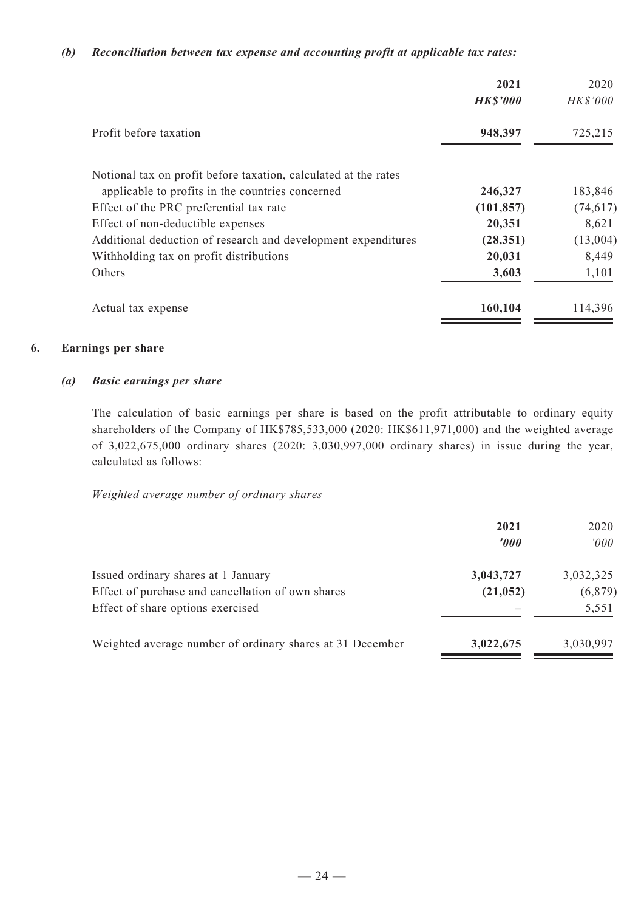*(b) Reconciliation between tax expense and accounting profit at applicable tax rates:*

| | **2021** | 2020 |
|---|---|---|
| | ***HK$'000*** | *HK$'000* |
| Profit before taxation | **948,397** | 725,215 |
| Notional tax on profit before taxation, calculated at the rates applicable to profits in the countries concerned | **246,327** | 183,846 |
| Effect of the PRC preferential tax rate | **(101,857)** | (74,617) |
| Effect of non-deductible expenses | **20,351** | 8,621 |
| Additional deduction of research and development expenditures | **(28,351)** | (13,004) |
| Withholding tax on profit distributions | **20,031** | 8,449 |
| Others | **3,603** | 1,101 |
| Actual tax expense | **160,104** | 114,396 |

## 6. Earnings per share

### *(a) Basic earnings per share*

The calculation of basic earnings per share is based on the profit attributable to ordinary equity shareholders of the Company of HK$785,533,000 (2020: HK$611,971,000) and the weighted average of 3,022,675,000 ordinary shares (2020: 3,030,997,000 ordinary shares) in issue during the year, calculated as follows:

*Weighted average number of ordinary shares*

| | **2021** | 2020 |
|---|---|---|
| | ***'000*** | *'000* |
| Issued ordinary shares at 1 January | **3,043,727** | 3,032,325 |
| Effect of purchase and cancellation of own shares | **(21,052)** | (6,879) |
| Effect of share options exercised | **–** | 5,551 |
| Weighted average number of ordinary shares at 31 December | **3,022,675** | 3,030,997 |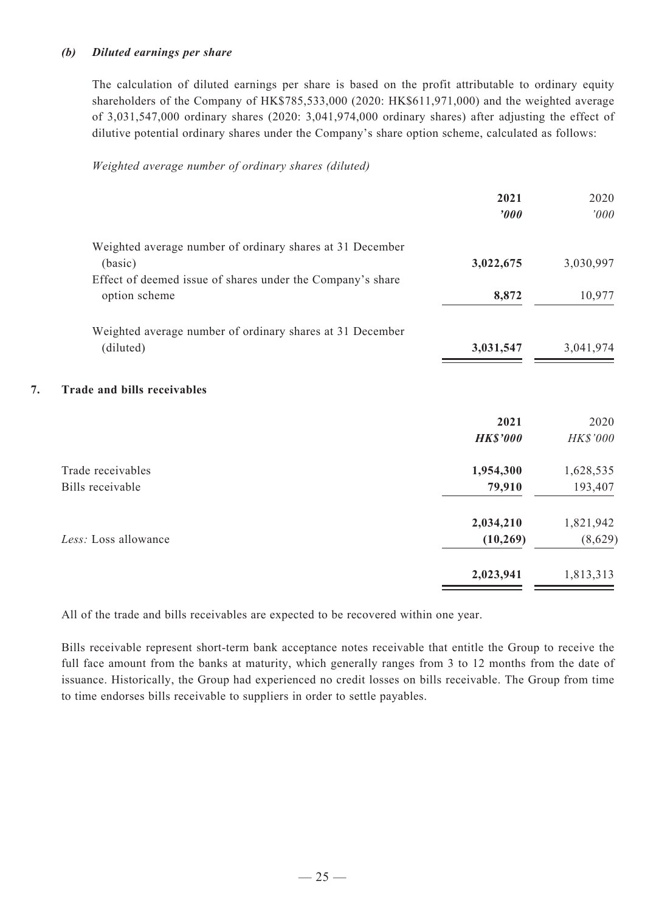*(b)* ***Diluted earnings per share***

The calculation of diluted earnings per share is based on the profit attributable to ordinary equity shareholders of the Company of HK$785,533,000 (2020: HK$611,971,000) and the weighted average of 3,031,547,000 ordinary shares (2020: 3,041,974,000 ordinary shares) after adjusting the effect of dilutive potential ordinary shares under the Company's share option scheme, calculated as follows:

*Weighted average number of ordinary shares (diluted)*

| | **2021** | 2020 |
|---|---|---|
| | ***'000*** | *'000* |
| Weighted average number of ordinary shares at 31 December (basic) | **3,022,675** | 3,030,997 |
| Effect of deemed issue of shares under the Company's share option scheme | **8,872** | 10,977 |
| Weighted average number of ordinary shares at 31 December (diluted) | **3,031,547** | 3,041,974 |

## 7. Trade and bills receivables

| | **2021** | 2020 |
|---|---|---|
| | ***HK$'000*** | *HK$'000* |
| Trade receivables | **1,954,300** | 1,628,535 |
| Bills receivable | **79,910** | 193,407 |
| | **2,034,210** | 1,821,942 |
| *Less:* Loss allowance | **(10,269)** | (8,629) |
| | **2,023,941** | 1,813,313 |

All of the trade and bills receivables are expected to be recovered within one year.

Bills receivable represent short-term bank acceptance notes receivable that entitle the Group to receive the full face amount from the banks at maturity, which generally ranges from 3 to 12 months from the date of issuance. Historically, the Group had experienced no credit losses on bills receivable. The Group from time to time endorses bills receivable to suppliers in order to settle payables.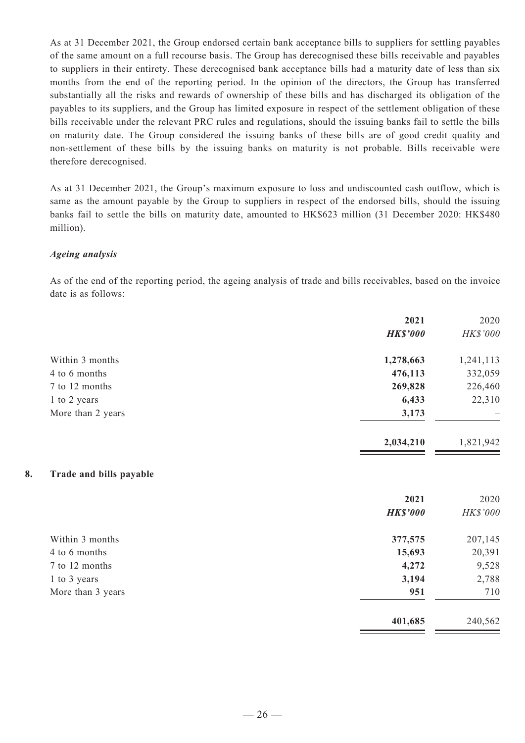As at 31 December 2021, the Group endorsed certain bank acceptance bills to suppliers for settling payables of the same amount on a full recourse basis. The Group has derecognised these bills receivable and payables to suppliers in their entirety. These derecognised bank acceptance bills had a maturity date of less than six months from the end of the reporting period. In the opinion of the directors, the Group has transferred substantially all the risks and rewards of ownership of these bills and has discharged its obligation of the payables to its suppliers, and the Group has limited exposure in respect of the settlement obligation of these bills receivable under the relevant PRC rules and regulations, should the issuing banks fail to settle the bills on maturity date. The Group considered the issuing banks of these bills are of good credit quality and non-settlement of these bills by the issuing banks on maturity is not probable. Bills receivable were therefore derecognised.

As at 31 December 2021, the Group's maximum exposure to loss and undiscounted cash outflow, which is same as the amount payable by the Group to suppliers in respect of the endorsed bills, should the issuing banks fail to settle the bills on maturity date, amounted to HK$623 million (31 December 2020: HK$480 million).

***Ageing analysis***

As of the end of the reporting period, the ageing analysis of trade and bills receivables, based on the invoice date is as follows:

| | **2021** | 2020 |
|---|---|---|
| | ***HK$'000*** | *HK$'000* |
| Within 3 months | **1,278,663** | 1,241,113 |
| 4 to 6 months | **476,113** | 332,059 |
| 7 to 12 months | **269,828** | 226,460 |
| 1 to 2 years | **6,433** | 22,310 |
| More than 2 years | **3,173** | – |
| | **2,034,210** | 1,821,942 |

## 8. Trade and bills payable

| | **2021** | 2020 |
|---|---|---|
| | ***HK$'000*** | *HK$'000* |
| Within 3 months | **377,575** | 207,145 |
| 4 to 6 months | **15,693** | 20,391 |
| 7 to 12 months | **4,272** | 9,528 |
| 1 to 3 years | **3,194** | 2,788 |
| More than 3 years | **951** | 710 |
| | **401,685** | 240,562 |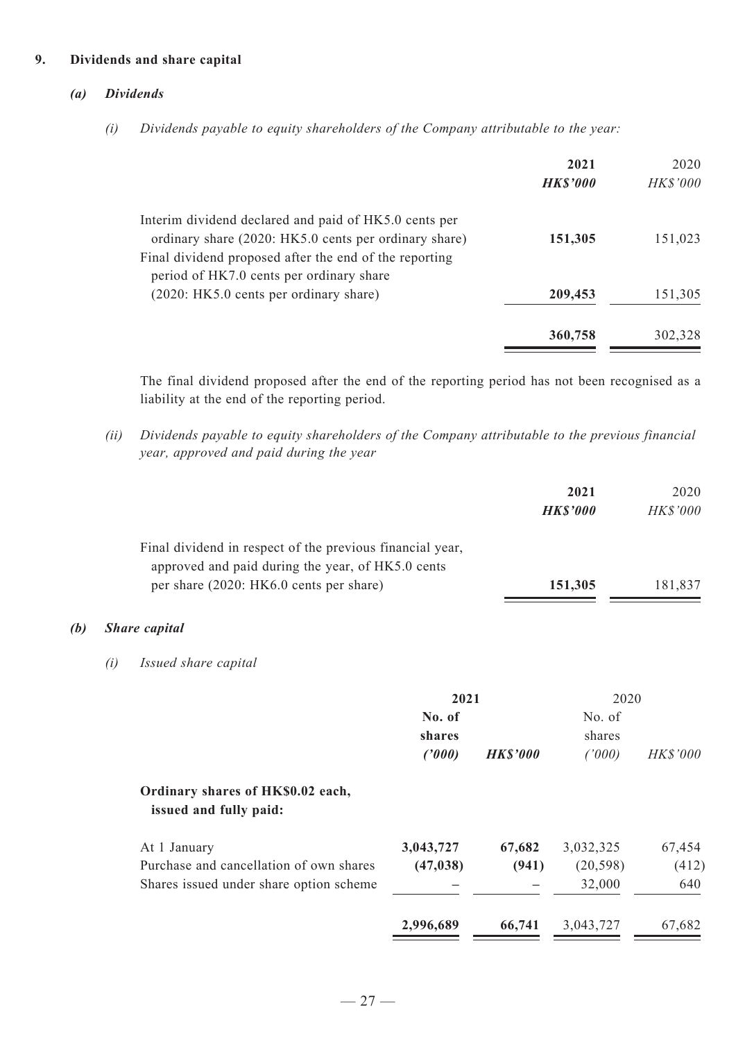## 9. Dividends and share capital

### *(a) Dividends*

*(i) Dividends payable to equity shareholders of the Company attributable to the year:*

| | **2021** | 2020 |
|---|---|---|
| | ***HK$'000*** | *HK$'000* |
| Interim dividend declared and paid of HK5.0 cents per ordinary share (2020: HK5.0 cents per ordinary share) | **151,305** | 151,023 |
| Final dividend proposed after the end of the reporting period of HK7.0 cents per ordinary share (2020: HK5.0 cents per ordinary share) | **209,453** | 151,305 |
| | **360,758** | 302,328 |

The final dividend proposed after the end of the reporting period has not been recognised as a liability at the end of the reporting period.

*(ii) Dividends payable to equity shareholders of the Company attributable to the previous financial year, approved and paid during the year*

| | **2021** | 2020 |
|---|---|---|
| | ***HK$'000*** | *HK$'000* |
| Final dividend in respect of the previous financial year, approved and paid during the year, of HK5.0 cents per share (2020: HK6.0 cents per share) | **151,305** | 181,837 |

### *(b) Share capital*

*(i) Issued share capital*

| | **2021** | | 2020 | |
|---|---|---|---|---|
| | **No. of shares** ***('000)*** | ***HK$'000*** | No. of shares *('000)* | *HK$'000* |
| **Ordinary shares of HK$0.02 each, issued and fully paid:** | | | | |
| At 1 January | **3,043,727** | **67,682** | 3,032,325 | 67,454 |
| Purchase and cancellation of own shares | **(47,038)** | **(941)** | (20,598) | (412) |
| Shares issued under share option scheme | **–** | **–** | 32,000 | 640 |
| | **2,996,689** | **66,741** | 3,043,727 | 67,682 |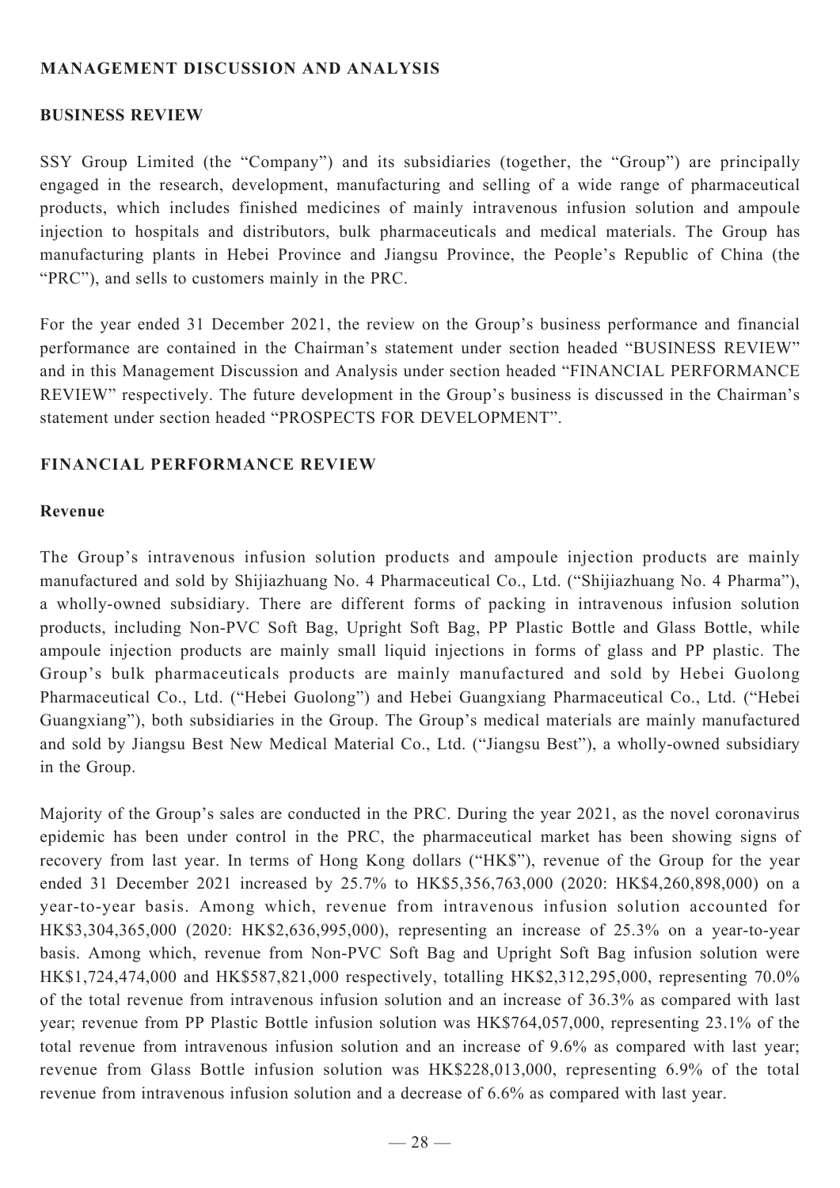## MANAGEMENT DISCUSSION AND ANALYSIS

### BUSINESS REVIEW

SSY Group Limited (the "Company") and its subsidiaries (together, the "Group") are principally engaged in the research, development, manufacturing and selling of a wide range of pharmaceutical products, which includes finished medicines of mainly intravenous infusion solution and ampoule injection to hospitals and distributors, bulk pharmaceuticals and medical materials. The Group has manufacturing plants in Hebei Province and Jiangsu Province, the People's Republic of China (the "PRC"), and sells to customers mainly in the PRC.

For the year ended 31 December 2021, the review on the Group's business performance and financial performance are contained in the Chairman's statement under section headed "BUSINESS REVIEW" and in this Management Discussion and Analysis under section headed "FINANCIAL PERFORMANCE REVIEW" respectively. The future development in the Group's business is discussed in the Chairman's statement under section headed "PROSPECTS FOR DEVELOPMENT".

### FINANCIAL PERFORMANCE REVIEW

#### Revenue

The Group's intravenous infusion solution products and ampoule injection products are mainly manufactured and sold by Shijiazhuang No. 4 Pharmaceutical Co., Ltd. ("Shijiazhuang No. 4 Pharma"), a wholly-owned subsidiary. There are different forms of packing in intravenous infusion solution products, including Non-PVC Soft Bag, Upright Soft Bag, PP Plastic Bottle and Glass Bottle, while ampoule injection products are mainly small liquid injections in forms of glass and PP plastic. The Group's bulk pharmaceuticals products are mainly manufactured and sold by Hebei Guolong Pharmaceutical Co., Ltd. ("Hebei Guolong") and Hebei Guangxiang Pharmaceutical Co., Ltd. ("Hebei Guangxiang"), both subsidiaries in the Group. The Group's medical materials are mainly manufactured and sold by Jiangsu Best New Medical Material Co., Ltd. ("Jiangsu Best"), a wholly-owned subsidiary in the Group.

Majority of the Group's sales are conducted in the PRC. During the year 2021, as the novel coronavirus epidemic has been under control in the PRC, the pharmaceutical market has been showing signs of recovery from last year. In terms of Hong Kong dollars ("HK$"), revenue of the Group for the year ended 31 December 2021 increased by 25.7% to HK$5,356,763,000 (2020: HK$4,260,898,000) on a year-to-year basis. Among which, revenue from intravenous infusion solution accounted for HK$3,304,365,000 (2020: HK$2,636,995,000), representing an increase of 25.3% on a year-to-year basis. Among which, revenue from Non-PVC Soft Bag and Upright Soft Bag infusion solution were HK$1,724,474,000 and HK$587,821,000 respectively, totalling HK$2,312,295,000, representing 70.0% of the total revenue from intravenous infusion solution and an increase of 36.3% as compared with last year; revenue from PP Plastic Bottle infusion solution was HK$764,057,000, representing 23.1% of the total revenue from intravenous infusion solution and an increase of 9.6% as compared with last year; revenue from Glass Bottle infusion solution was HK$228,013,000, representing 6.9% of the total revenue from intravenous infusion solution and a decrease of 6.6% as compared with last year.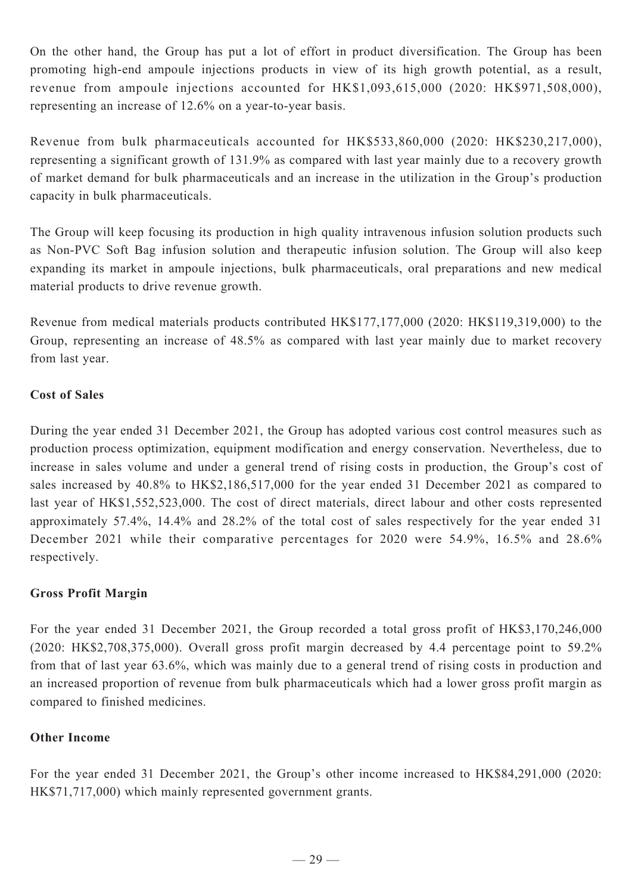On the other hand, the Group has put a lot of effort in product diversification. The Group has been promoting high-end ampoule injections products in view of its high growth potential, as a result, revenue from ampoule injections accounted for HK$1,093,615,000 (2020: HK$971,508,000), representing an increase of 12.6% on a year-to-year basis.

Revenue from bulk pharmaceuticals accounted for HK$533,860,000 (2020: HK$230,217,000), representing a significant growth of 131.9% as compared with last year mainly due to a recovery growth of market demand for bulk pharmaceuticals and an increase in the utilization in the Group's production capacity in bulk pharmaceuticals.

The Group will keep focusing its production in high quality intravenous infusion solution products such as Non-PVC Soft Bag infusion solution and therapeutic infusion solution. The Group will also keep expanding its market in ampoule injections, bulk pharmaceuticals, oral preparations and new medical material products to drive revenue growth.

Revenue from medical materials products contributed HK$177,177,000 (2020: HK$119,319,000) to the Group, representing an increase of 48.5% as compared with last year mainly due to market recovery from last year.

**Cost of Sales**

During the year ended 31 December 2021, the Group has adopted various cost control measures such as production process optimization, equipment modification and energy conservation. Nevertheless, due to increase in sales volume and under a general trend of rising costs in production, the Group's cost of sales increased by 40.8% to HK$2,186,517,000 for the year ended 31 December 2021 as compared to last year of HK$1,552,523,000. The cost of direct materials, direct labour and other costs represented approximately 57.4%, 14.4% and 28.2% of the total cost of sales respectively for the year ended 31 December 2021 while their comparative percentages for 2020 were 54.9%, 16.5% and 28.6% respectively.

**Gross Profit Margin**

For the year ended 31 December 2021, the Group recorded a total gross profit of HK$3,170,246,000 (2020: HK$2,708,375,000). Overall gross profit margin decreased by 4.4 percentage point to 59.2% from that of last year 63.6%, which was mainly due to a general trend of rising costs in production and an increased proportion of revenue from bulk pharmaceuticals which had a lower gross profit margin as compared to finished medicines.

**Other Income**

For the year ended 31 December 2021, the Group's other income increased to HK$84,291,000 (2020: HK$71,717,000) which mainly represented government grants.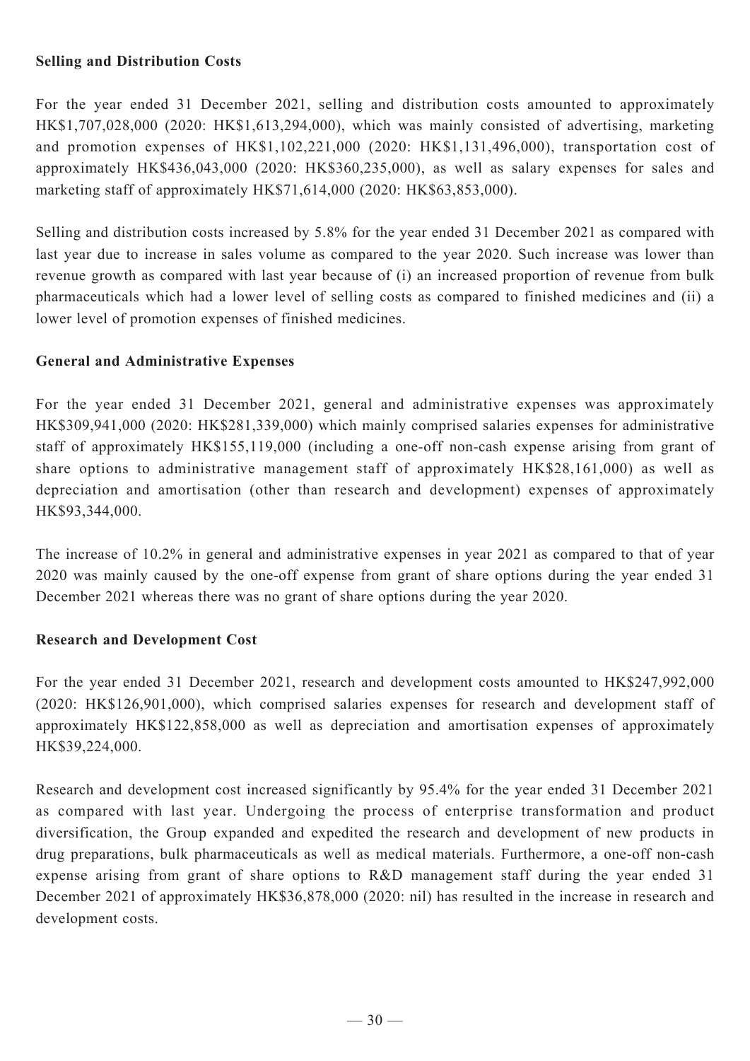### Selling and Distribution Costs

For the year ended 31 December 2021, selling and distribution costs amounted to approximately HK$1,707,028,000 (2020: HK$1,613,294,000), which was mainly consisted of advertising, marketing and promotion expenses of HK$1,102,221,000 (2020: HK$1,131,496,000), transportation cost of approximately HK$436,043,000 (2020: HK$360,235,000), as well as salary expenses for sales and marketing staff of approximately HK$71,614,000 (2020: HK$63,853,000).

Selling and distribution costs increased by 5.8% for the year ended 31 December 2021 as compared with last year due to increase in sales volume as compared to the year 2020. Such increase was lower than revenue growth as compared with last year because of (i) an increased proportion of revenue from bulk pharmaceuticals which had a lower level of selling costs as compared to finished medicines and (ii) a lower level of promotion expenses of finished medicines.

### General and Administrative Expenses

For the year ended 31 December 2021, general and administrative expenses was approximately HK$309,941,000 (2020: HK$281,339,000) which mainly comprised salaries expenses for administrative staff of approximately HK$155,119,000 (including a one-off non-cash expense arising from grant of share options to administrative management staff of approximately HK$28,161,000) as well as depreciation and amortisation (other than research and development) expenses of approximately HK$93,344,000.

The increase of 10.2% in general and administrative expenses in year 2021 as compared to that of year 2020 was mainly caused by the one-off expense from grant of share options during the year ended 31 December 2021 whereas there was no grant of share options during the year 2020.

### Research and Development Cost

For the year ended 31 December 2021, research and development costs amounted to HK$247,992,000 (2020: HK$126,901,000), which comprised salaries expenses for research and development staff of approximately HK$122,858,000 as well as depreciation and amortisation expenses of approximately HK$39,224,000.

Research and development cost increased significantly by 95.4% for the year ended 31 December 2021 as compared with last year. Undergoing the process of enterprise transformation and product diversification, the Group expanded and expedited the research and development of new products in drug preparations, bulk pharmaceuticals as well as medical materials. Furthermore, a one-off non-cash expense arising from grant of share options to R&D management staff during the year ended 31 December 2021 of approximately HK$36,878,000 (2020: nil) has resulted in the increase in research and development costs.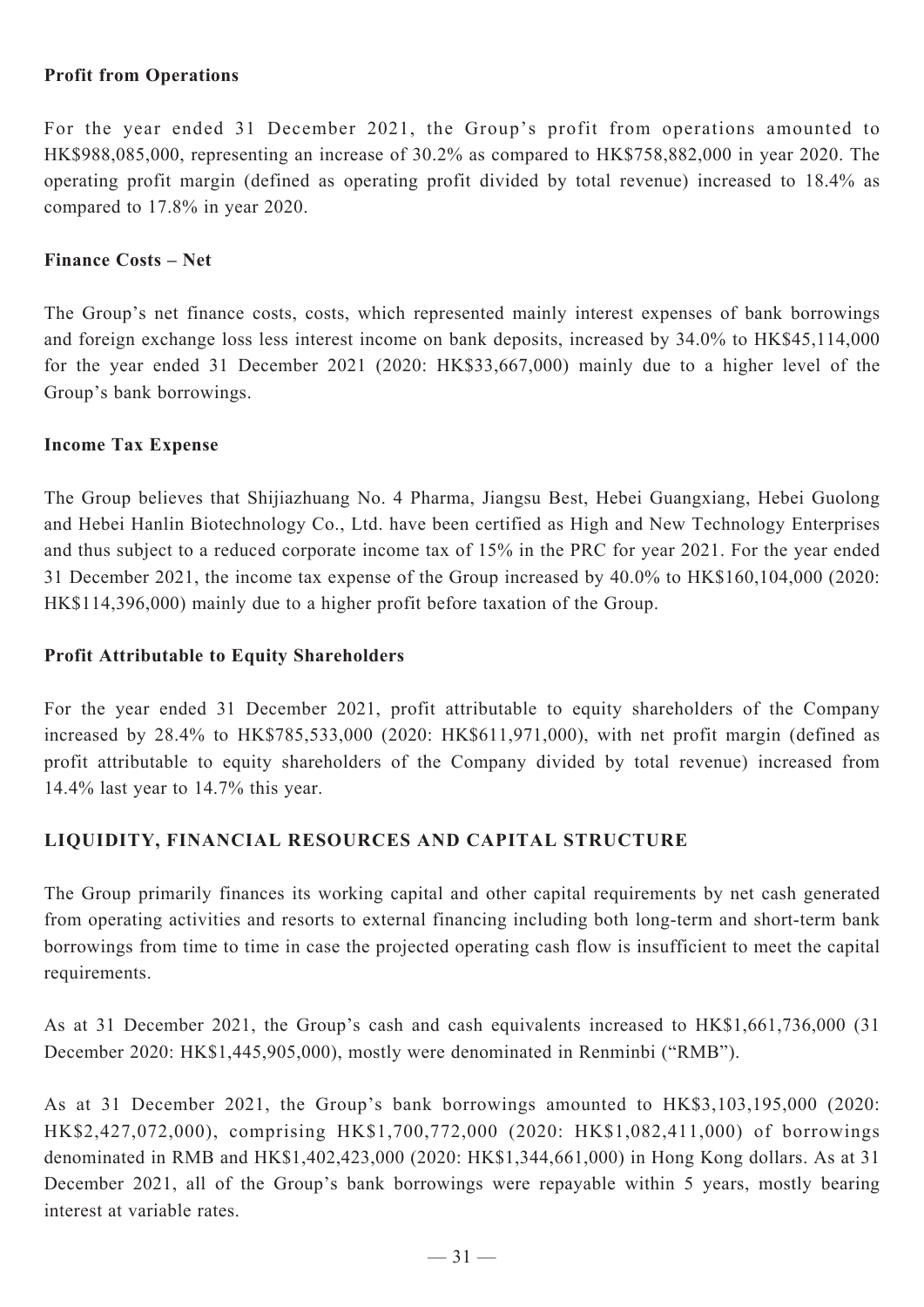**Profit from Operations**

For the year ended 31 December 2021, the Group's profit from operations amounted to HK$988,085,000, representing an increase of 30.2% as compared to HK$758,882,000 in year 2020. The operating profit margin (defined as operating profit divided by total revenue) increased to 18.4% as compared to 17.8% in year 2020.

**Finance Costs – Net**

The Group's net finance costs, costs, which represented mainly interest expenses of bank borrowings and foreign exchange loss less interest income on bank deposits, increased by 34.0% to HK$45,114,000 for the year ended 31 December 2021 (2020: HK$33,667,000) mainly due to a higher level of the Group's bank borrowings.

**Income Tax Expense**

The Group believes that Shijiazhuang No. 4 Pharma, Jiangsu Best, Hebei Guangxiang, Hebei Guolong and Hebei Hanlin Biotechnology Co., Ltd. have been certified as High and New Technology Enterprises and thus subject to a reduced corporate income tax of 15% in the PRC for year 2021. For the year ended 31 December 2021, the income tax expense of the Group increased by 40.0% to HK$160,104,000 (2020: HK$114,396,000) mainly due to a higher profit before taxation of the Group.

**Profit Attributable to Equity Shareholders**

For the year ended 31 December 2021, profit attributable to equity shareholders of the Company increased by 28.4% to HK$785,533,000 (2020: HK$611,971,000), with net profit margin (defined as profit attributable to equity shareholders of the Company divided by total revenue) increased from 14.4% last year to 14.7% this year.

## LIQUIDITY, FINANCIAL RESOURCES AND CAPITAL STRUCTURE

The Group primarily finances its working capital and other capital requirements by net cash generated from operating activities and resorts to external financing including both long-term and short-term bank borrowings from time to time in case the projected operating cash flow is insufficient to meet the capital requirements.

As at 31 December 2021, the Group's cash and cash equivalents increased to HK$1,661,736,000 (31 December 2020: HK$1,445,905,000), mostly were denominated in Renminbi ("RMB").

As at 31 December 2021, the Group's bank borrowings amounted to HK$3,103,195,000 (2020: HK$2,427,072,000), comprising HK$1,700,772,000 (2020: HK$1,082,411,000) of borrowings denominated in RMB and HK$1,402,423,000 (2020: HK$1,344,661,000) in Hong Kong dollars. As at 31 December 2021, all of the Group's bank borrowings were repayable within 5 years, mostly bearing interest at variable rates.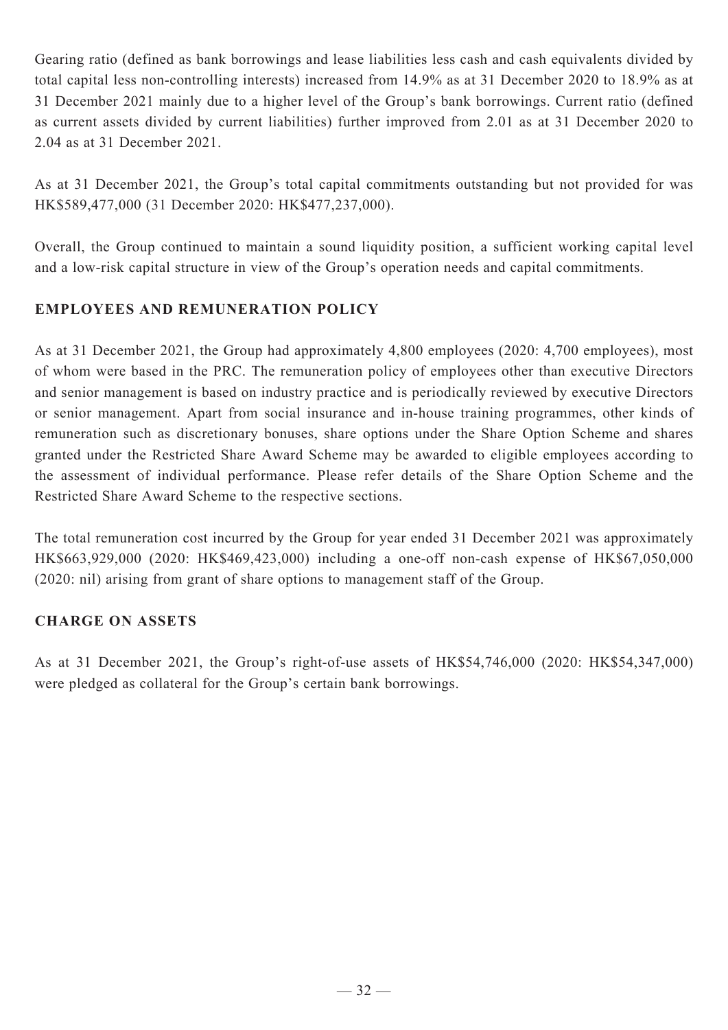Gearing ratio (defined as bank borrowings and lease liabilities less cash and cash equivalents divided by total capital less non-controlling interests) increased from 14.9% as at 31 December 2020 to 18.9% as at 31 December 2021 mainly due to a higher level of the Group's bank borrowings. Current ratio (defined as current assets divided by current liabilities) further improved from 2.01 as at 31 December 2020 to 2.04 as at 31 December 2021.

As at 31 December 2021, the Group's total capital commitments outstanding but not provided for was HK$589,477,000 (31 December 2020: HK$477,237,000).

Overall, the Group continued to maintain a sound liquidity position, a sufficient working capital level and a low-risk capital structure in view of the Group's operation needs and capital commitments.

## EMPLOYEES AND REMUNERATION POLICY

As at 31 December 2021, the Group had approximately 4,800 employees (2020: 4,700 employees), most of whom were based in the PRC. The remuneration policy of employees other than executive Directors and senior management is based on industry practice and is periodically reviewed by executive Directors or senior management. Apart from social insurance and in-house training programmes, other kinds of remuneration such as discretionary bonuses, share options under the Share Option Scheme and shares granted under the Restricted Share Award Scheme may be awarded to eligible employees according to the assessment of individual performance. Please refer details of the Share Option Scheme and the Restricted Share Award Scheme to the respective sections.

The total remuneration cost incurred by the Group for year ended 31 December 2021 was approximately HK$663,929,000 (2020: HK$469,423,000) including a one-off non-cash expense of HK$67,050,000 (2020: nil) arising from grant of share options to management staff of the Group.

## CHARGE ON ASSETS

As at 31 December 2021, the Group's right-of-use assets of HK$54,746,000 (2020: HK$54,347,000) were pledged as collateral for the Group's certain bank borrowings.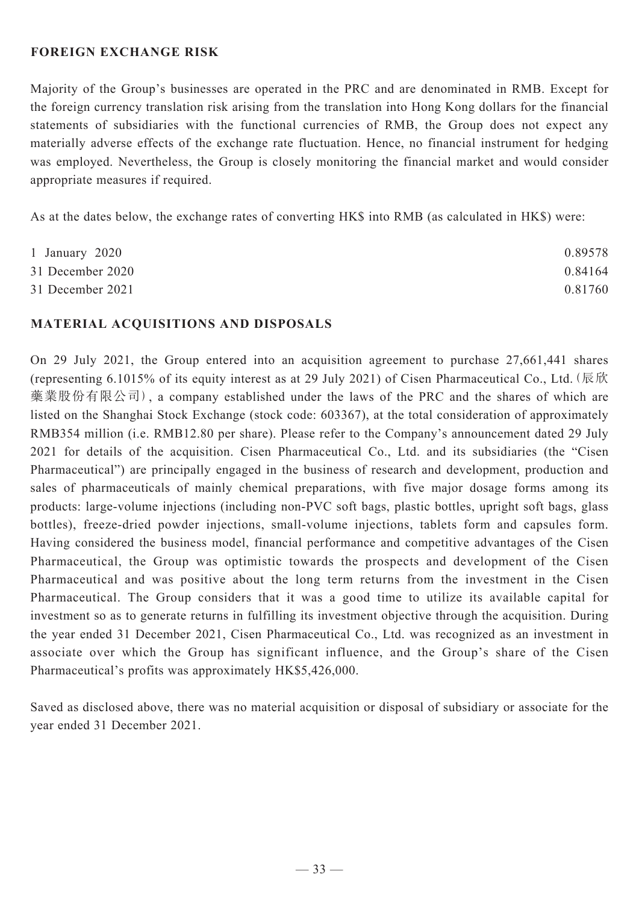## FOREIGN EXCHANGE RISK

Majority of the Group's businesses are operated in the PRC and are denominated in RMB. Except for the foreign currency translation risk arising from the translation into Hong Kong dollars for the financial statements of subsidiaries with the functional currencies of RMB, the Group does not expect any materially adverse effects of the exchange rate fluctuation. Hence, no financial instrument for hedging was employed. Nevertheless, the Group is closely monitoring the financial market and would consider appropriate measures if required.

As at the dates below, the exchange rates of converting HK$ into RMB (as calculated in HK$) were:

| | |
|---|---|
| 1 January 2020 | 0.89578 |
| 31 December 2020 | 0.84164 |
| 31 December 2021 | 0.81760 |

## MATERIAL ACQUISITIONS AND DISPOSALS

On 29 July 2021, the Group entered into an acquisition agreement to purchase 27,661,441 shares (representing 6.1015% of its equity interest as at 29 July 2021) of Cisen Pharmaceutical Co., Ltd.(辰欣藥業股份有限公司), a company established under the laws of the PRC and the shares of which are listed on the Shanghai Stock Exchange (stock code: 603367), at the total consideration of approximately RMB354 million (i.e. RMB12.80 per share). Please refer to the Company's announcement dated 29 July 2021 for details of the acquisition. Cisen Pharmaceutical Co., Ltd. and its subsidiaries (the "Cisen Pharmaceutical") are principally engaged in the business of research and development, production and sales of pharmaceuticals of mainly chemical preparations, with five major dosage forms among its products: large-volume injections (including non-PVC soft bags, plastic bottles, upright soft bags, glass bottles), freeze-dried powder injections, small-volume injections, tablets form and capsules form. Having considered the business model, financial performance and competitive advantages of the Cisen Pharmaceutical, the Group was optimistic towards the prospects and development of the Cisen Pharmaceutical and was positive about the long term returns from the investment in the Cisen Pharmaceutical. The Group considers that it was a good time to utilize its available capital for investment so as to generate returns in fulfilling its investment objective through the acquisition. During the year ended 31 December 2021, Cisen Pharmaceutical Co., Ltd. was recognized as an investment in associate over which the Group has significant influence, and the Group's share of the Cisen Pharmaceutical's profits was approximately HK$5,426,000.

Saved as disclosed above, there was no material acquisition or disposal of subsidiary or associate for the year ended 31 December 2021.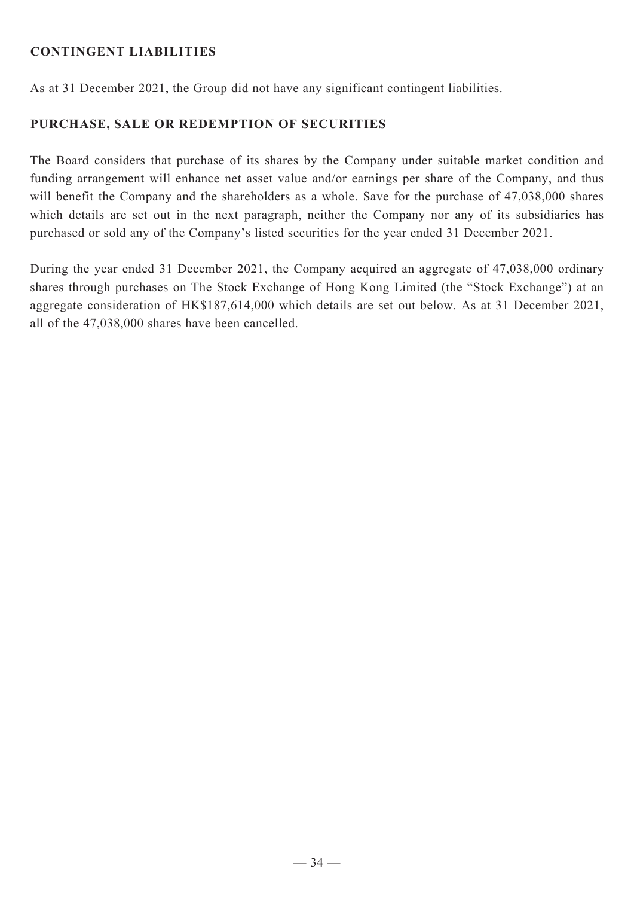## CONTINGENT LIABILITIES

As at 31 December 2021, the Group did not have any significant contingent liabilities.

## PURCHASE, SALE OR REDEMPTION OF SECURITIES

The Board considers that purchase of its shares by the Company under suitable market condition and funding arrangement will enhance net asset value and/or earnings per share of the Company, and thus will benefit the Company and the shareholders as a whole. Save for the purchase of 47,038,000 shares which details are set out in the next paragraph, neither the Company nor any of its subsidiaries has purchased or sold any of the Company's listed securities for the year ended 31 December 2021.

During the year ended 31 December 2021, the Company acquired an aggregate of 47,038,000 ordinary shares through purchases on The Stock Exchange of Hong Kong Limited (the "Stock Exchange") at an aggregate consideration of HK$187,614,000 which details are set out below. As at 31 December 2021, all of the 47,038,000 shares have been cancelled.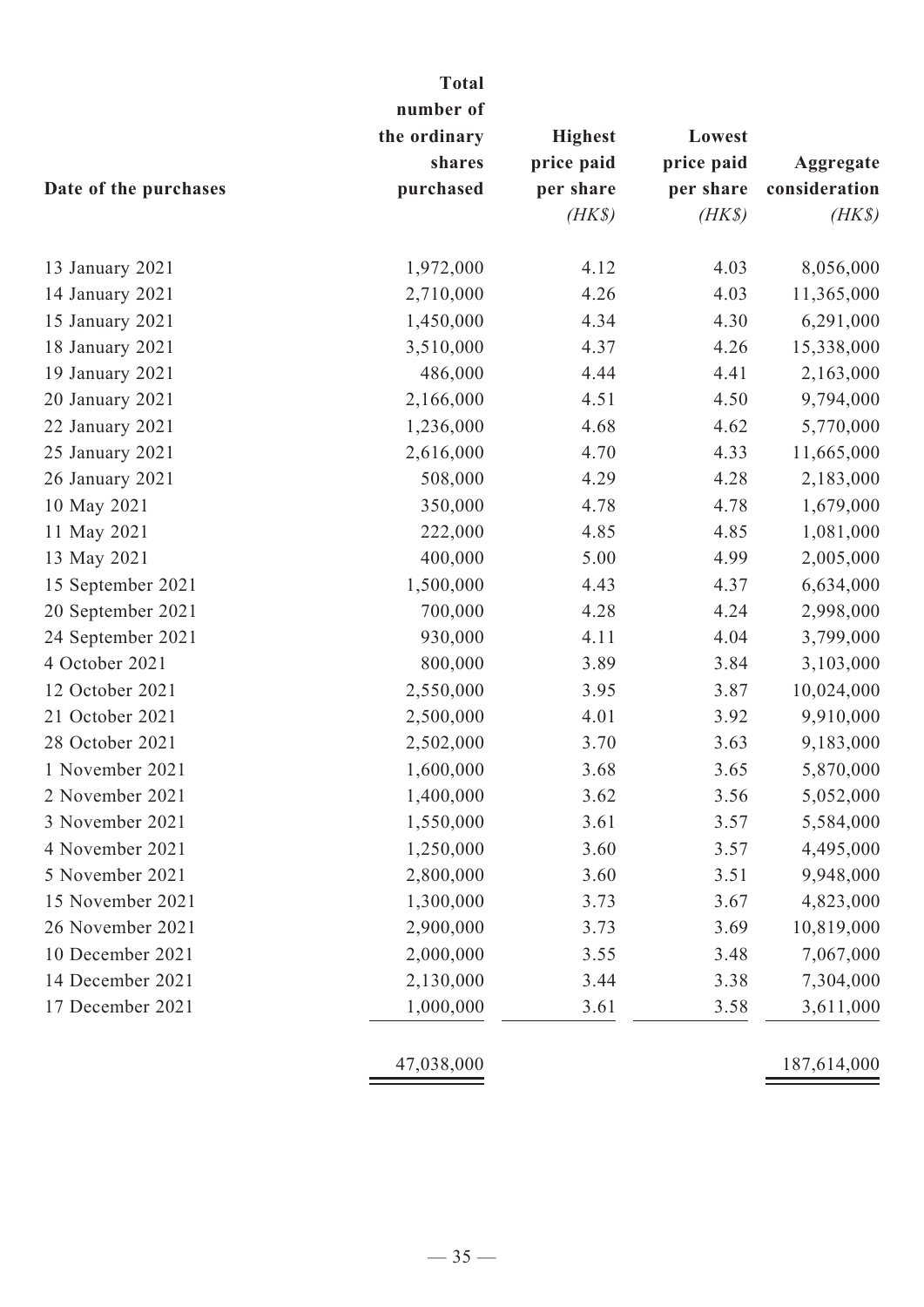| Date of the purchases | Total number of the ordinary shares purchased | Highest price paid per share *(HK$)* | Lowest price paid per share *(HK$)* | Aggregate consideration *(HK$)* |
|---|---|---|---|---|
| 13 January 2021 | 1,972,000 | 4.12 | 4.03 | 8,056,000 |
| 14 January 2021 | 2,710,000 | 4.26 | 4.03 | 11,365,000 |
| 15 January 2021 | 1,450,000 | 4.34 | 4.30 | 6,291,000 |
| 18 January 2021 | 3,510,000 | 4.37 | 4.26 | 15,338,000 |
| 19 January 2021 | 486,000 | 4.44 | 4.41 | 2,163,000 |
| 20 January 2021 | 2,166,000 | 4.51 | 4.50 | 9,794,000 |
| 22 January 2021 | 1,236,000 | 4.68 | 4.62 | 5,770,000 |
| 25 January 2021 | 2,616,000 | 4.70 | 4.33 | 11,665,000 |
| 26 January 2021 | 508,000 | 4.29 | 4.28 | 2,183,000 |
| 10 May 2021 | 350,000 | 4.78 | 4.78 | 1,679,000 |
| 11 May 2021 | 222,000 | 4.85 | 4.85 | 1,081,000 |
| 13 May 2021 | 400,000 | 5.00 | 4.99 | 2,005,000 |
| 15 September 2021 | 1,500,000 | 4.43 | 4.37 | 6,634,000 |
| 20 September 2021 | 700,000 | 4.28 | 4.24 | 2,998,000 |
| 24 September 2021 | 930,000 | 4.11 | 4.04 | 3,799,000 |
| 4 October 2021 | 800,000 | 3.89 | 3.84 | 3,103,000 |
| 12 October 2021 | 2,550,000 | 3.95 | 3.87 | 10,024,000 |
| 21 October 2021 | 2,500,000 | 4.01 | 3.92 | 9,910,000 |
| 28 October 2021 | 2,502,000 | 3.70 | 3.63 | 9,183,000 |
| 1 November 2021 | 1,600,000 | 3.68 | 3.65 | 5,870,000 |
| 2 November 2021 | 1,400,000 | 3.62 | 3.56 | 5,052,000 |
| 3 November 2021 | 1,550,000 | 3.61 | 3.57 | 5,584,000 |
| 4 November 2021 | 1,250,000 | 3.60 | 3.57 | 4,495,000 |
| 5 November 2021 | 2,800,000 | 3.60 | 3.51 | 9,948,000 |
| 15 November 2021 | 1,300,000 | 3.73 | 3.67 | 4,823,000 |
| 26 November 2021 | 2,900,000 | 3.73 | 3.69 | 10,819,000 |
| 10 December 2021 | 2,000,000 | 3.55 | 3.48 | 7,067,000 |
| 14 December 2021 | 2,130,000 | 3.44 | 3.38 | 7,304,000 |
| 17 December 2021 | 1,000,000 | 3.61 | 3.58 | 3,611,000 |
| | 47,038,000 | | | 187,614,000 |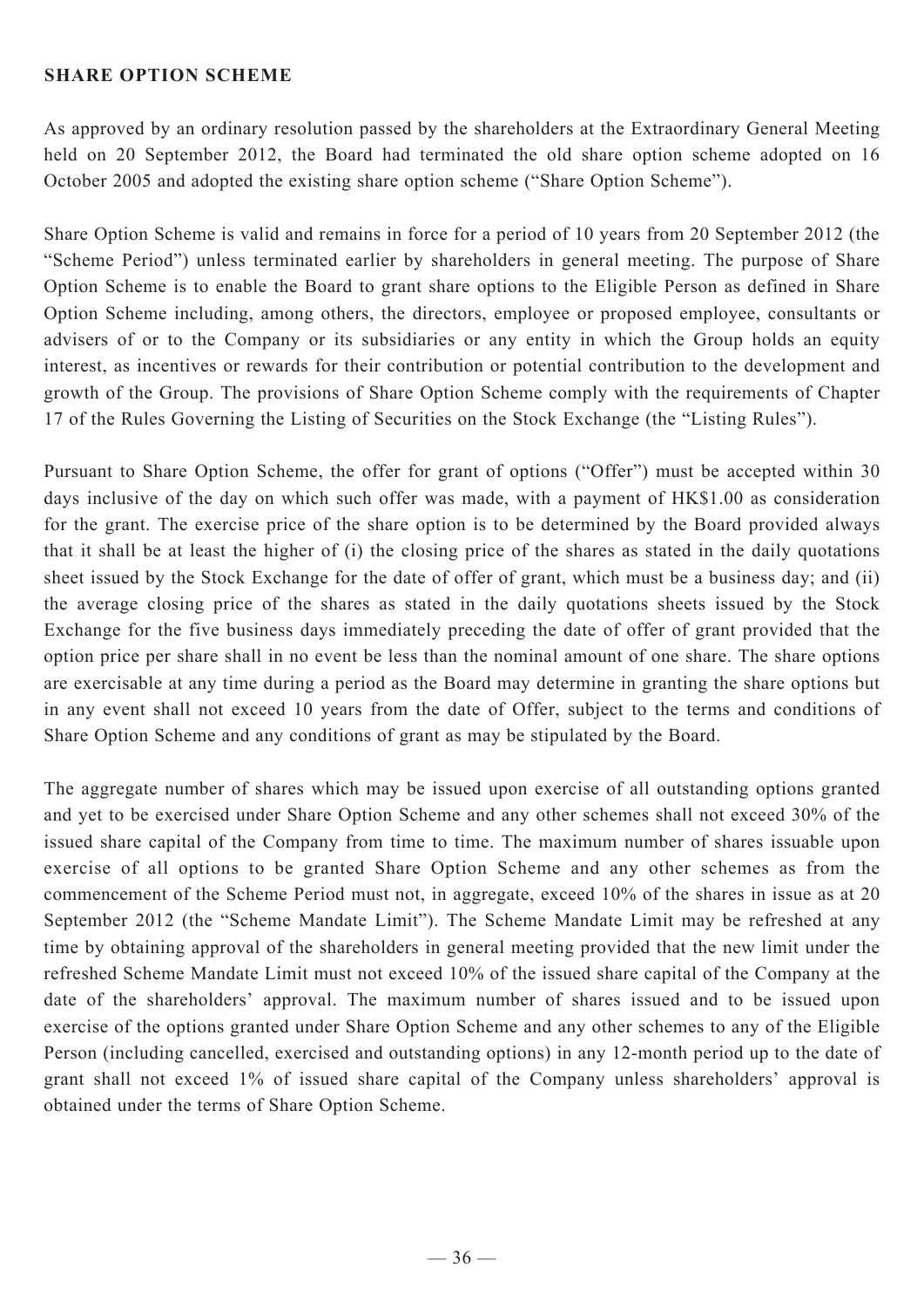## SHARE OPTION SCHEME

As approved by an ordinary resolution passed by the shareholders at the Extraordinary General Meeting held on 20 September 2012, the Board had terminated the old share option scheme adopted on 16 October 2005 and adopted the existing share option scheme ("Share Option Scheme").

Share Option Scheme is valid and remains in force for a period of 10 years from 20 September 2012 (the "Scheme Period") unless terminated earlier by shareholders in general meeting. The purpose of Share Option Scheme is to enable the Board to grant share options to the Eligible Person as defined in Share Option Scheme including, among others, the directors, employee or proposed employee, consultants or advisers of or to the Company or its subsidiaries or any entity in which the Group holds an equity interest, as incentives or rewards for their contribution or potential contribution to the development and growth of the Group. The provisions of Share Option Scheme comply with the requirements of Chapter 17 of the Rules Governing the Listing of Securities on the Stock Exchange (the "Listing Rules").

Pursuant to Share Option Scheme, the offer for grant of options ("Offer") must be accepted within 30 days inclusive of the day on which such offer was made, with a payment of HK$1.00 as consideration for the grant. The exercise price of the share option is to be determined by the Board provided always that it shall be at least the higher of (i) the closing price of the shares as stated in the daily quotations sheet issued by the Stock Exchange for the date of offer of grant, which must be a business day; and (ii) the average closing price of the shares as stated in the daily quotations sheets issued by the Stock Exchange for the five business days immediately preceding the date of offer of grant provided that the option price per share shall in no event be less than the nominal amount of one share. The share options are exercisable at any time during a period as the Board may determine in granting the share options but in any event shall not exceed 10 years from the date of Offer, subject to the terms and conditions of Share Option Scheme and any conditions of grant as may be stipulated by the Board.

The aggregate number of shares which may be issued upon exercise of all outstanding options granted and yet to be exercised under Share Option Scheme and any other schemes shall not exceed 30% of the issued share capital of the Company from time to time. The maximum number of shares issuable upon exercise of all options to be granted Share Option Scheme and any other schemes as from the commencement of the Scheme Period must not, in aggregate, exceed 10% of the shares in issue as at 20 September 2012 (the "Scheme Mandate Limit"). The Scheme Mandate Limit may be refreshed at any time by obtaining approval of the shareholders in general meeting provided that the new limit under the refreshed Scheme Mandate Limit must not exceed 10% of the issued share capital of the Company at the date of the shareholders' approval. The maximum number of shares issued and to be issued upon exercise of the options granted under Share Option Scheme and any other schemes to any of the Eligible Person (including cancelled, exercised and outstanding options) in any 12-month period up to the date of grant shall not exceed 1% of issued share capital of the Company unless shareholders' approval is obtained under the terms of Share Option Scheme.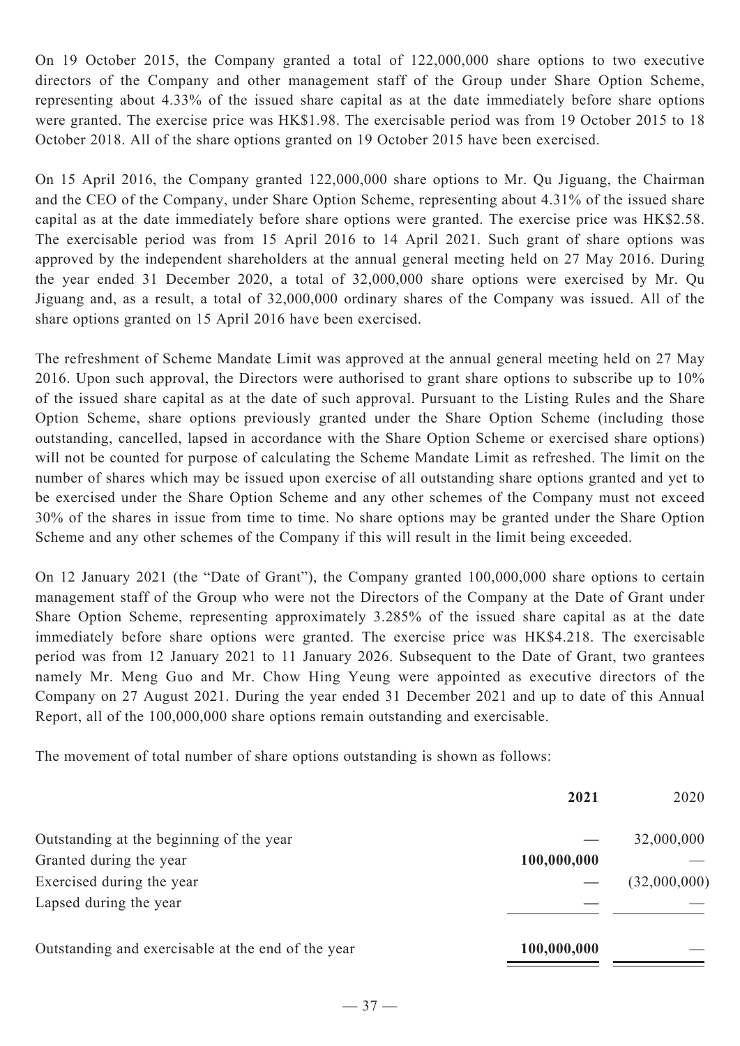On 19 October 2015, the Company granted a total of 122,000,000 share options to two executive directors of the Company and other management staff of the Group under Share Option Scheme, representing about 4.33% of the issued share capital as at the date immediately before share options were granted. The exercise price was HK$1.98. The exercisable period was from 19 October 2015 to 18 October 2018. All of the share options granted on 19 October 2015 have been exercised.

On 15 April 2016, the Company granted 122,000,000 share options to Mr. Qu Jiguang, the Chairman and the CEO of the Company, under Share Option Scheme, representing about 4.31% of the issued share capital as at the date immediately before share options were granted. The exercise price was HK$2.58. The exercisable period was from 15 April 2016 to 14 April 2021. Such grant of share options was approved by the independent shareholders at the annual general meeting held on 27 May 2016. During the year ended 31 December 2020, a total of 32,000,000 share options were exercised by Mr. Qu Jiguang and, as a result, a total of 32,000,000 ordinary shares of the Company was issued. All of the share options granted on 15 April 2016 have been exercised.

The refreshment of Scheme Mandate Limit was approved at the annual general meeting held on 27 May 2016. Upon such approval, the Directors were authorised to grant share options to subscribe up to 10% of the issued share capital as at the date of such approval. Pursuant to the Listing Rules and the Share Option Scheme, share options previously granted under the Share Option Scheme (including those outstanding, cancelled, lapsed in accordance with the Share Option Scheme or exercised share options) will not be counted for purpose of calculating the Scheme Mandate Limit as refreshed. The limit on the number of shares which may be issued upon exercise of all outstanding share options granted and yet to be exercised under the Share Option Scheme and any other schemes of the Company must not exceed 30% of the shares in issue from time to time. No share options may be granted under the Share Option Scheme and any other schemes of the Company if this will result in the limit being exceeded.

On 12 January 2021 (the "Date of Grant"), the Company granted 100,000,000 share options to certain management staff of the Group who were not the Directors of the Company at the Date of Grant under Share Option Scheme, representing approximately 3.285% of the issued share capital as at the date immediately before share options were granted. The exercise price was HK$4.218. The exercisable period was from 12 January 2021 to 11 January 2026. Subsequent to the Date of Grant, two grantees namely Mr. Meng Guo and Mr. Chow Hing Yeung were appointed as executive directors of the Company on 27 August 2021. During the year ended 31 December 2021 and up to date of this Annual Report, all of the 100,000,000 share options remain outstanding and exercisable.

The movement of total number of share options outstanding is shown as follows:

| | **2021** | 2020 |
|---|---|---|
| Outstanding at the beginning of the year | **—** | 32,000,000 |
| Granted during the year | **100,000,000** | — |
| Exercised during the year | **—** | (32,000,000) |
| Lapsed during the year | **—** | — |
| Outstanding and exercisable at the end of the year | **100,000,000** | — |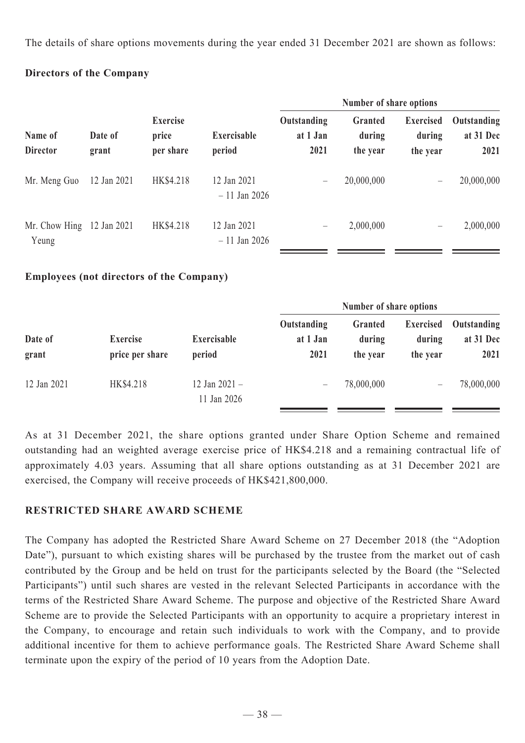The details of share options movements during the year ended 31 December 2021 are shown as follows:

**Directors of the Company**

| Name of Director | Date of grant | Exercise price per share | Exercisable period | Number of share options | | | |
|---|---|---|---|---|---|---|---|
| | | | | Outstanding at 1 Jan 2021 | Granted during the year | Exercised during the year | Outstanding at 31 Dec 2021 |
| Mr. Meng Guo | 12 Jan 2021 | HK$4.218 | 12 Jan 2021 – 11 Jan 2026 | – | 20,000,000 | – | 20,000,000 |
| Mr. Chow Hing Yeung | 12 Jan 2021 | HK$4.218 | 12 Jan 2021 – 11 Jan 2026 | – | 2,000,000 | – | 2,000,000 |

**Employees (not directors of the Company)**

| Date of grant | Exercise price per share | Exercisable period | Number of share options | | | |
|---|---|---|---|---|---|---|
| | | | Outstanding at 1 Jan 2021 | Granted during the year | Exercised during the year | Outstanding at 31 Dec 2021 |
| 12 Jan 2021 | HK$4.218 | 12 Jan 2021 – 11 Jan 2026 | – | 78,000,000 | – | 78,000,000 |

As at 31 December 2021, the share options granted under Share Option Scheme and remained outstanding had an weighted average exercise price of HK$4.218 and a remaining contractual life of approximately 4.03 years. Assuming that all share options outstanding as at 31 December 2021 are exercised, the Company will receive proceeds of HK$421,800,000.

## RESTRICTED SHARE AWARD SCHEME

The Company has adopted the Restricted Share Award Scheme on 27 December 2018 (the "Adoption Date"), pursuant to which existing shares will be purchased by the trustee from the market out of cash contributed by the Group and be held on trust for the participants selected by the Board (the "Selected Participants") until such shares are vested in the relevant Selected Participants in accordance with the terms of the Restricted Share Award Scheme. The purpose and objective of the Restricted Share Award Scheme are to provide the Selected Participants with an opportunity to acquire a proprietary interest in the Company, to encourage and retain such individuals to work with the Company, and to provide additional incentive for them to achieve performance goals. The Restricted Share Award Scheme shall terminate upon the expiry of the period of 10 years from the Adoption Date.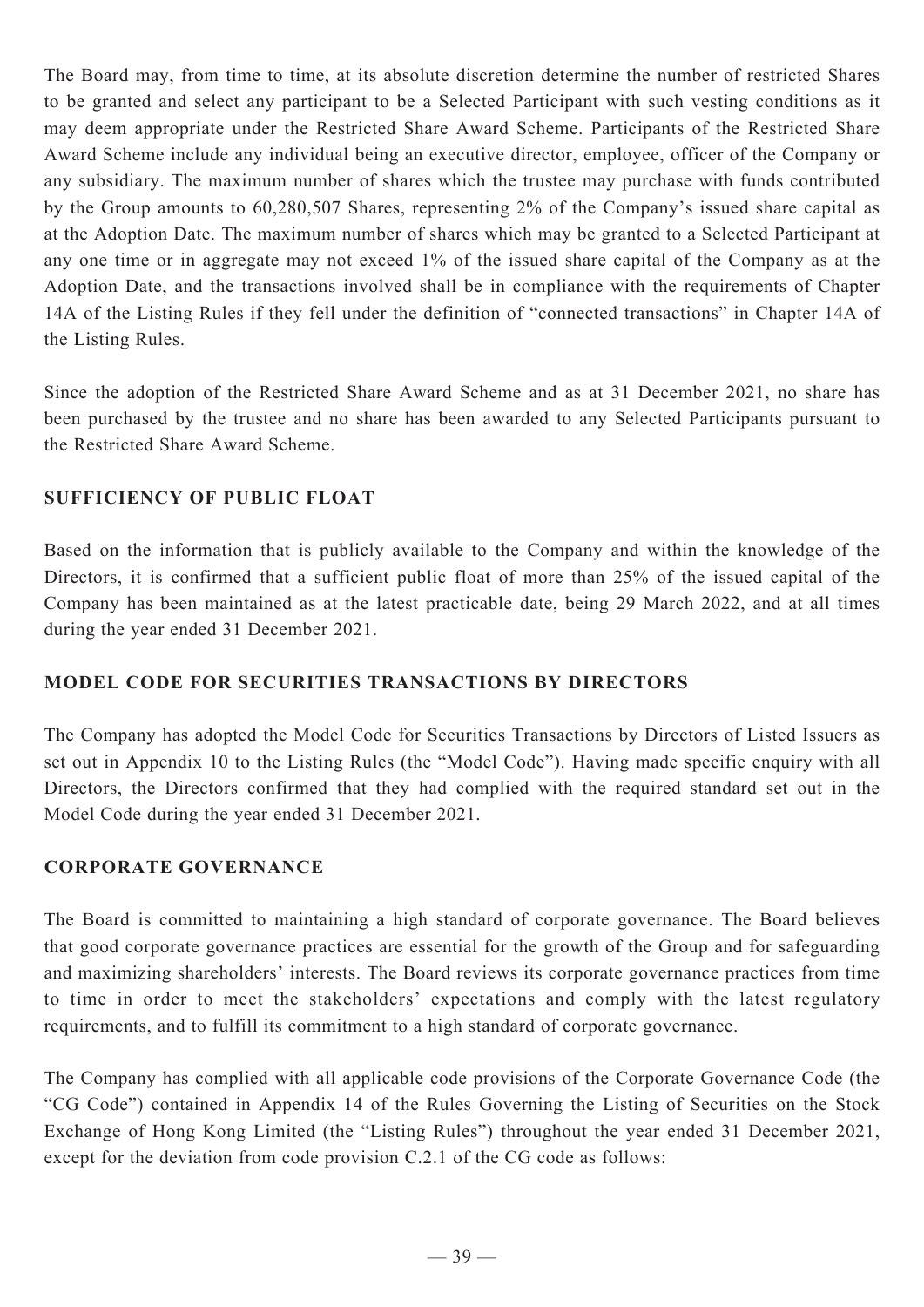The Board may, from time to time, at its absolute discretion determine the number of restricted Shares to be granted and select any participant to be a Selected Participant with such vesting conditions as it may deem appropriate under the Restricted Share Award Scheme. Participants of the Restricted Share Award Scheme include any individual being an executive director, employee, officer of the Company or any subsidiary. The maximum number of shares which the trustee may purchase with funds contributed by the Group amounts to 60,280,507 Shares, representing 2% of the Company's issued share capital as at the Adoption Date. The maximum number of shares which may be granted to a Selected Participant at any one time or in aggregate may not exceed 1% of the issued share capital of the Company as at the Adoption Date, and the transactions involved shall be in compliance with the requirements of Chapter 14A of the Listing Rules if they fell under the definition of "connected transactions" in Chapter 14A of the Listing Rules.

Since the adoption of the Restricted Share Award Scheme and as at 31 December 2021, no share has been purchased by the trustee and no share has been awarded to any Selected Participants pursuant to the Restricted Share Award Scheme.

## SUFFICIENCY OF PUBLIC FLOAT

Based on the information that is publicly available to the Company and within the knowledge of the Directors, it is confirmed that a sufficient public float of more than 25% of the issued capital of the Company has been maintained as at the latest practicable date, being 29 March 2022, and at all times during the year ended 31 December 2021.

## MODEL CODE FOR SECURITIES TRANSACTIONS BY DIRECTORS

The Company has adopted the Model Code for Securities Transactions by Directors of Listed Issuers as set out in Appendix 10 to the Listing Rules (the "Model Code"). Having made specific enquiry with all Directors, the Directors confirmed that they had complied with the required standard set out in the Model Code during the year ended 31 December 2021.

## CORPORATE GOVERNANCE

The Board is committed to maintaining a high standard of corporate governance. The Board believes that good corporate governance practices are essential for the growth of the Group and for safeguarding and maximizing shareholders' interests. The Board reviews its corporate governance practices from time to time in order to meet the stakeholders' expectations and comply with the latest regulatory requirements, and to fulfill its commitment to a high standard of corporate governance.

The Company has complied with all applicable code provisions of the Corporate Governance Code (the "CG Code") contained in Appendix 14 of the Rules Governing the Listing of Securities on the Stock Exchange of Hong Kong Limited (the "Listing Rules") throughout the year ended 31 December 2021, except for the deviation from code provision C.2.1 of the CG code as follows: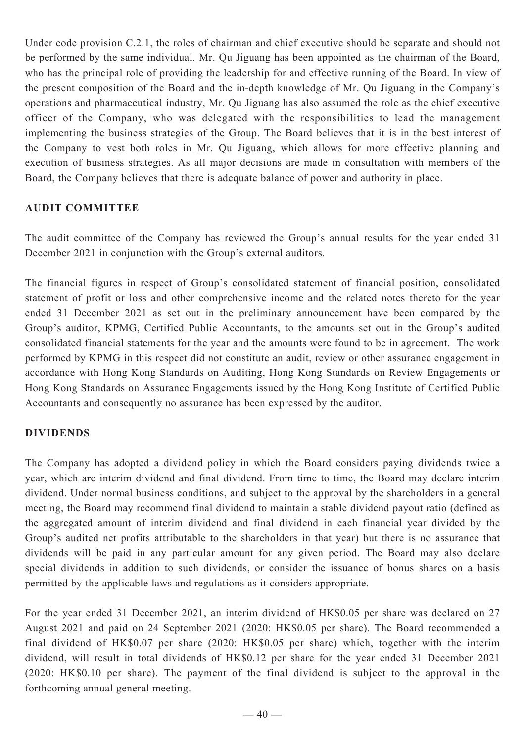Under code provision C.2.1, the roles of chairman and chief executive should be separate and should not be performed by the same individual. Mr. Qu Jiguang has been appointed as the chairman of the Board, who has the principal role of providing the leadership for and effective running of the Board. In view of the present composition of the Board and the in-depth knowledge of Mr. Qu Jiguang in the Company's operations and pharmaceutical industry, Mr. Qu Jiguang has also assumed the role as the chief executive officer of the Company, who was delegated with the responsibilities to lead the management implementing the business strategies of the Group. The Board believes that it is in the best interest of the Company to vest both roles in Mr. Qu Jiguang, which allows for more effective planning and execution of business strategies. As all major decisions are made in consultation with members of the Board, the Company believes that there is adequate balance of power and authority in place.

## AUDIT COMMITTEE

The audit committee of the Company has reviewed the Group's annual results for the year ended 31 December 2021 in conjunction with the Group's external auditors.

The financial figures in respect of Group's consolidated statement of financial position, consolidated statement of profit or loss and other comprehensive income and the related notes thereto for the year ended 31 December 2021 as set out in the preliminary announcement have been compared by the Group's auditor, KPMG, Certified Public Accountants, to the amounts set out in the Group's audited consolidated financial statements for the year and the amounts were found to be in agreement. The work performed by KPMG in this respect did not constitute an audit, review or other assurance engagement in accordance with Hong Kong Standards on Auditing, Hong Kong Standards on Review Engagements or Hong Kong Standards on Assurance Engagements issued by the Hong Kong Institute of Certified Public Accountants and consequently no assurance has been expressed by the auditor.

## DIVIDENDS

The Company has adopted a dividend policy in which the Board considers paying dividends twice a year, which are interim dividend and final dividend. From time to time, the Board may declare interim dividend. Under normal business conditions, and subject to the approval by the shareholders in a general meeting, the Board may recommend final dividend to maintain a stable dividend payout ratio (defined as the aggregated amount of interim dividend and final dividend in each financial year divided by the Group's audited net profits attributable to the shareholders in that year) but there is no assurance that dividends will be paid in any particular amount for any given period. The Board may also declare special dividends in addition to such dividends, or consider the issuance of bonus shares on a basis permitted by the applicable laws and regulations as it considers appropriate.

For the year ended 31 December 2021, an interim dividend of HK$0.05 per share was declared on 27 August 2021 and paid on 24 September 2021 (2020: HK$0.05 per share). The Board recommended a final dividend of HK$0.07 per share (2020: HK$0.05 per share) which, together with the interim dividend, will result in total dividends of HK$0.12 per share for the year ended 31 December 2021 (2020: HK$0.10 per share). The payment of the final dividend is subject to the approval in the forthcoming annual general meeting.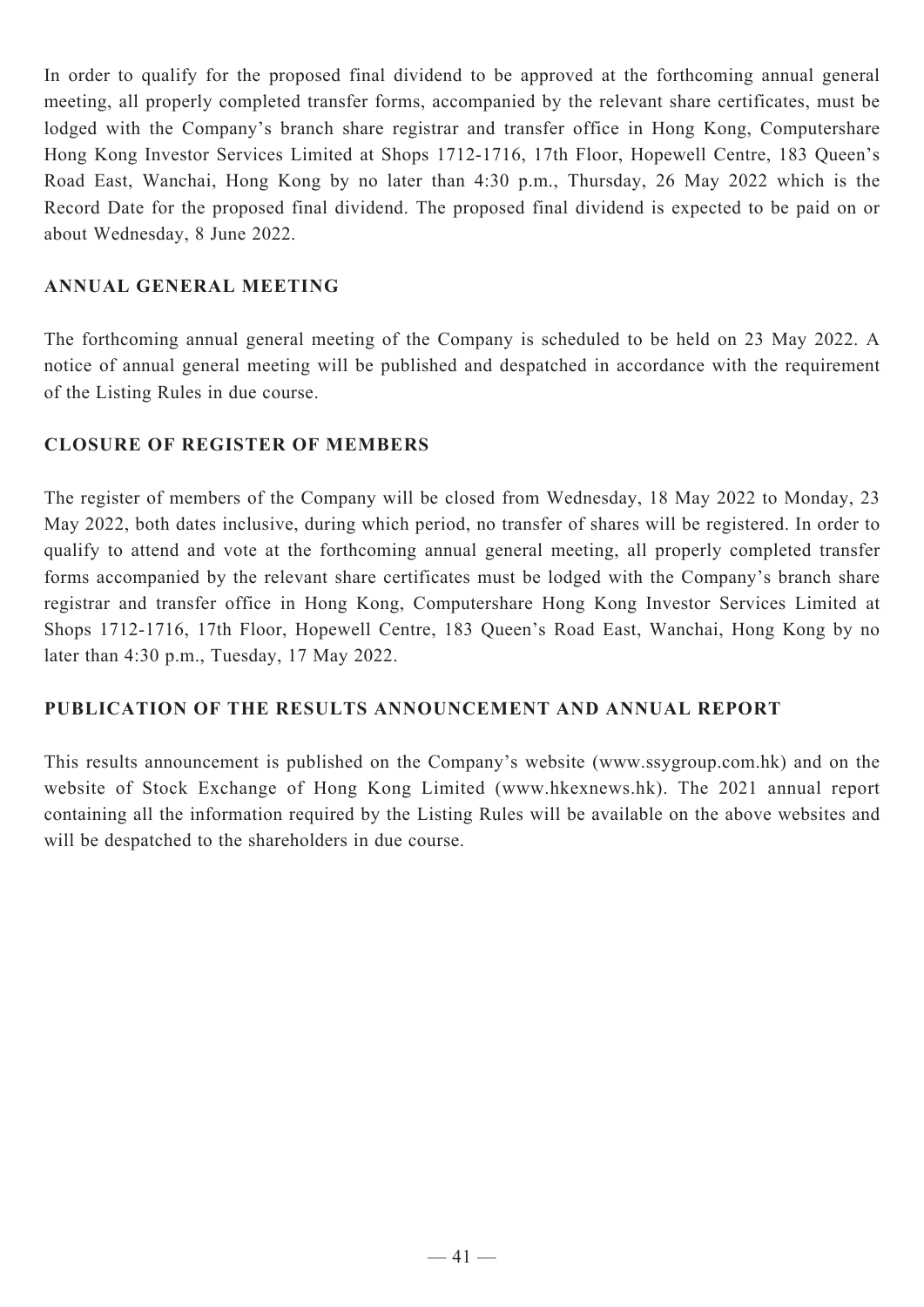In order to qualify for the proposed final dividend to be approved at the forthcoming annual general meeting, all properly completed transfer forms, accompanied by the relevant share certificates, must be lodged with the Company's branch share registrar and transfer office in Hong Kong, Computershare Hong Kong Investor Services Limited at Shops 1712-1716, 17th Floor, Hopewell Centre, 183 Queen's Road East, Wanchai, Hong Kong by no later than 4:30 p.m., Thursday, 26 May 2022 which is the Record Date for the proposed final dividend. The proposed final dividend is expected to be paid on or about Wednesday, 8 June 2022.

## ANNUAL GENERAL MEETING

The forthcoming annual general meeting of the Company is scheduled to be held on 23 May 2022. A notice of annual general meeting will be published and despatched in accordance with the requirement of the Listing Rules in due course.

## CLOSURE OF REGISTER OF MEMBERS

The register of members of the Company will be closed from Wednesday, 18 May 2022 to Monday, 23 May 2022, both dates inclusive, during which period, no transfer of shares will be registered. In order to qualify to attend and vote at the forthcoming annual general meeting, all properly completed transfer forms accompanied by the relevant share certificates must be lodged with the Company's branch share registrar and transfer office in Hong Kong, Computershare Hong Kong Investor Services Limited at Shops 1712-1716, 17th Floor, Hopewell Centre, 183 Queen's Road East, Wanchai, Hong Kong by no later than 4:30 p.m., Tuesday, 17 May 2022.

## PUBLICATION OF THE RESULTS ANNOUNCEMENT AND ANNUAL REPORT

This results announcement is published on the Company's website (www.ssygroup.com.hk) and on the website of Stock Exchange of Hong Kong Limited (www.hkexnews.hk). The 2021 annual report containing all the information required by the Listing Rules will be available on the above websites and will be despatched to the shareholders in due course.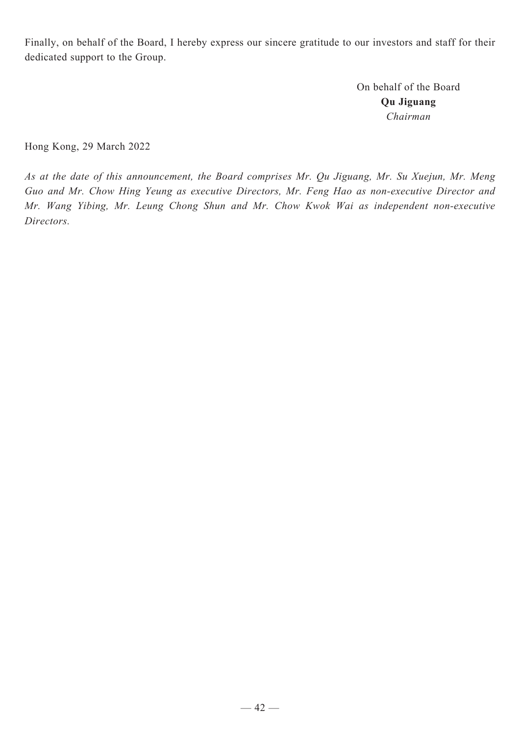Finally, on behalf of the Board, I hereby express our sincere gratitude to our investors and staff for their dedicated support to the Group.

On behalf of the Board
**Qu Jiguang**
*Chairman*

Hong Kong, 29 March 2022

*As at the date of this announcement, the Board comprises Mr. Qu Jiguang, Mr. Su Xuejun, Mr. Meng Guo and Mr. Chow Hing Yeung as executive Directors, Mr. Feng Hao as non-executive Director and Mr. Wang Yibing, Mr. Leung Chong Shun and Mr. Chow Kwok Wai as independent non-executive Directors.*